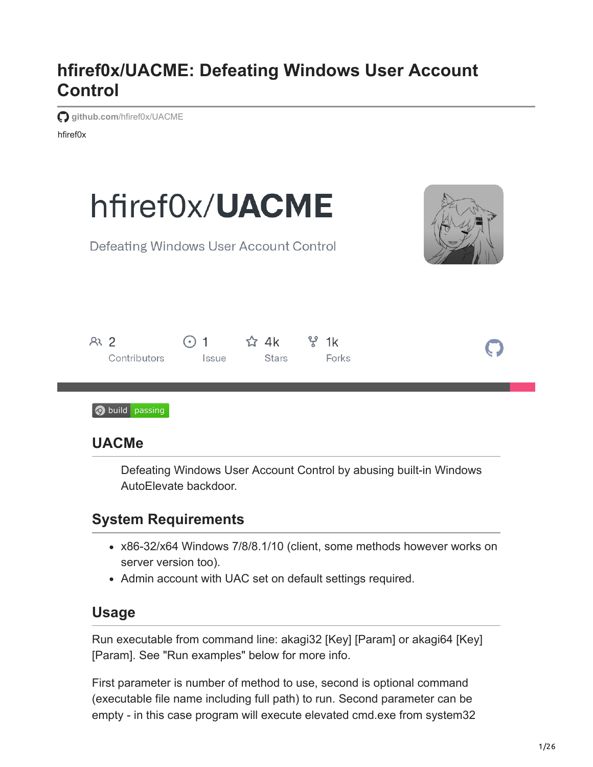# hfiref0x/UACME: Defeating Windows User Account Control

github.com/hfiref0x/UACME

hfiref0x

hfiref0x/**UACME**

Defeating Windows User Account Control

2 Contributors | 1 Issue | 4k Stars | 1k Forks

build passing

## UACMe

> Defeating Windows User Account Control by abusing built-in Windows AutoElevate backdoor.

## System Requirements

- x86-32/x64 Windows 7/8/8.1/10 (client, some methods however works on server version too).
- Admin account with UAC set on default settings required.

## Usage

Run executable from command line: akagi32 [Key] [Param] or akagi64 [Key] [Param]. See "Run examples" below for more info.

First parameter is number of method to use, second is optional command (executable file name including full path) to run. Second parameter can be empty - in this case program will execute elevated cmd.exe from system32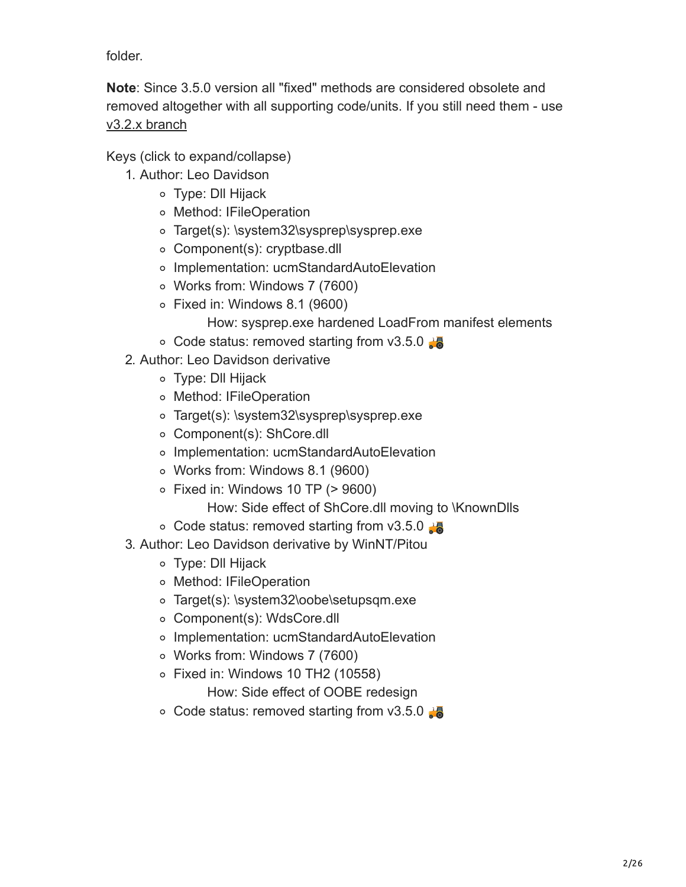folder.

**Note**: Since 3.5.0 version all "fixed" methods are considered obsolete and removed altogether with all supporting code/units. If you still need them - use v3.2.x branch

Keys (click to expand/collapse)

1. Author: Leo Davidson
   - Type: Dll Hijack
   - Method: IFileOperation
   - Target(s): \system32\sysprep\sysprep.exe
   - Component(s): cryptbase.dll
   - Implementation: ucmStandardAutoElevation
   - Works from: Windows 7 (7600)
   - Fixed in: Windows 8.1 (9600)
     
     How: sysprep.exe hardened LoadFrom manifest elements
   - Code status: removed starting from v3.5.0 🚜
2. Author: Leo Davidson derivative
   - Type: Dll Hijack
   - Method: IFileOperation
   - Target(s): \system32\sysprep\sysprep.exe
   - Component(s): ShCore.dll
   - Implementation: ucmStandardAutoElevation
   - Works from: Windows 8.1 (9600)
   - Fixed in: Windows 10 TP (> 9600)
     
     How: Side effect of ShCore.dll moving to \KnownDlls
   - Code status: removed starting from v3.5.0 🚜
3. Author: Leo Davidson derivative by WinNT/Pitou
   - Type: Dll Hijack
   - Method: IFileOperation
   - Target(s): \system32\oobe\setupsqm.exe
   - Component(s): WdsCore.dll
   - Implementation: ucmStandardAutoElevation
   - Works from: Windows 7 (7600)
   - Fixed in: Windows 10 TH2 (10558)
     
     How: Side effect of OOBE redesign
   - Code status: removed starting from v3.5.0 🚜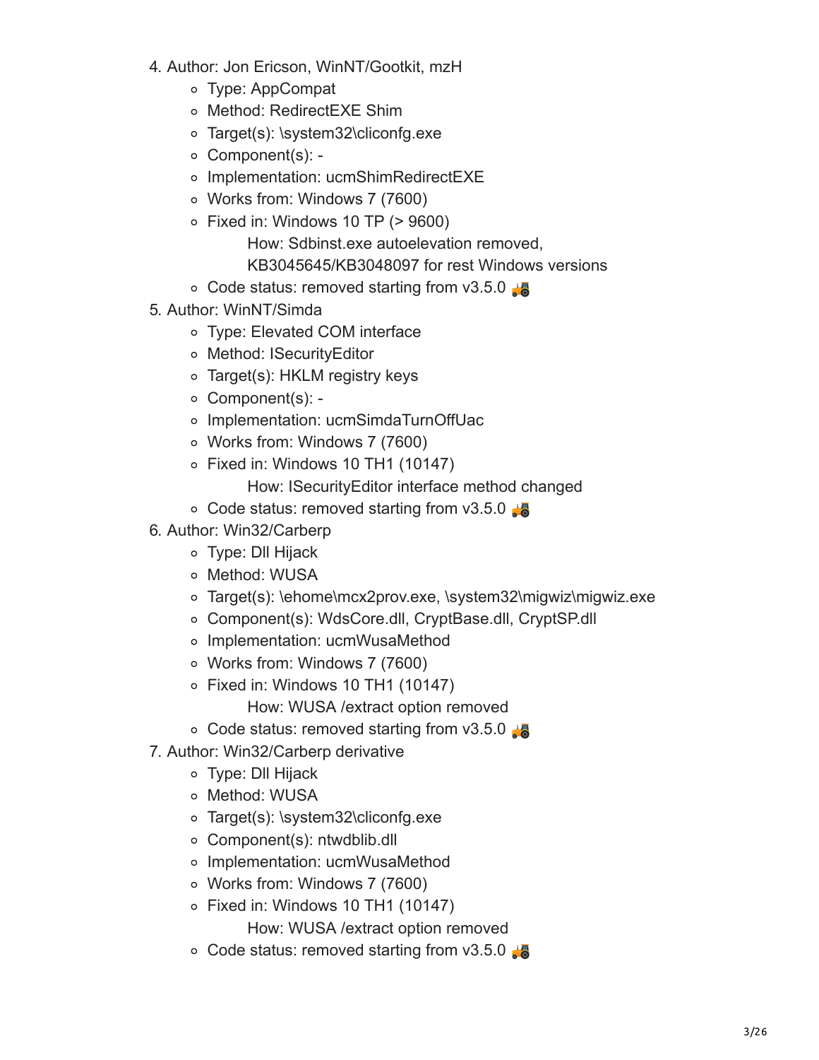4. Author: Jon Ericson, WinNT/Gootkit, mzH
    - Type: AppCompat
    - Method: RedirectEXE Shim
    - Target(s): \system32\cliconfg.exe
    - Component(s): -
    - Implementation: ucmShimRedirectEXE
    - Works from: Windows 7 (7600)
    - Fixed in: Windows 10 TP (> 9600)
      How: Sdbinst.exe autoelevation removed, KB3045645/KB3048097 for rest Windows versions
    - Code status: removed starting from v3.5.0 🚜
5. Author: WinNT/Simda
    - Type: Elevated COM interface
    - Method: ISecurityEditor
    - Target(s): HKLM registry keys
    - Component(s): -
    - Implementation: ucmSimdaTurnOffUac
    - Works from: Windows 7 (7600)
    - Fixed in: Windows 10 TH1 (10147)
      How: ISecurityEditor interface method changed
    - Code status: removed starting from v3.5.0 🚜
6. Author: Win32/Carberp
    - Type: Dll Hijack
    - Method: WUSA
    - Target(s): \ehome\mcx2prov.exe, \system32\migwiz\migwiz.exe
    - Component(s): WdsCore.dll, CryptBase.dll, CryptSP.dll
    - Implementation: ucmWusaMethod
    - Works from: Windows 7 (7600)
    - Fixed in: Windows 10 TH1 (10147)
      How: WUSA /extract option removed
    - Code status: removed starting from v3.5.0 🚜
7. Author: Win32/Carberp derivative
    - Type: Dll Hijack
    - Method: WUSA
    - Target(s): \system32\cliconfg.exe
    - Component(s): ntwdblib.dll
    - Implementation: ucmWusaMethod
    - Works from: Windows 7 (7600)
    - Fixed in: Windows 10 TH1 (10147)
      How: WUSA /extract option removed
    - Code status: removed starting from v3.5.0 🚜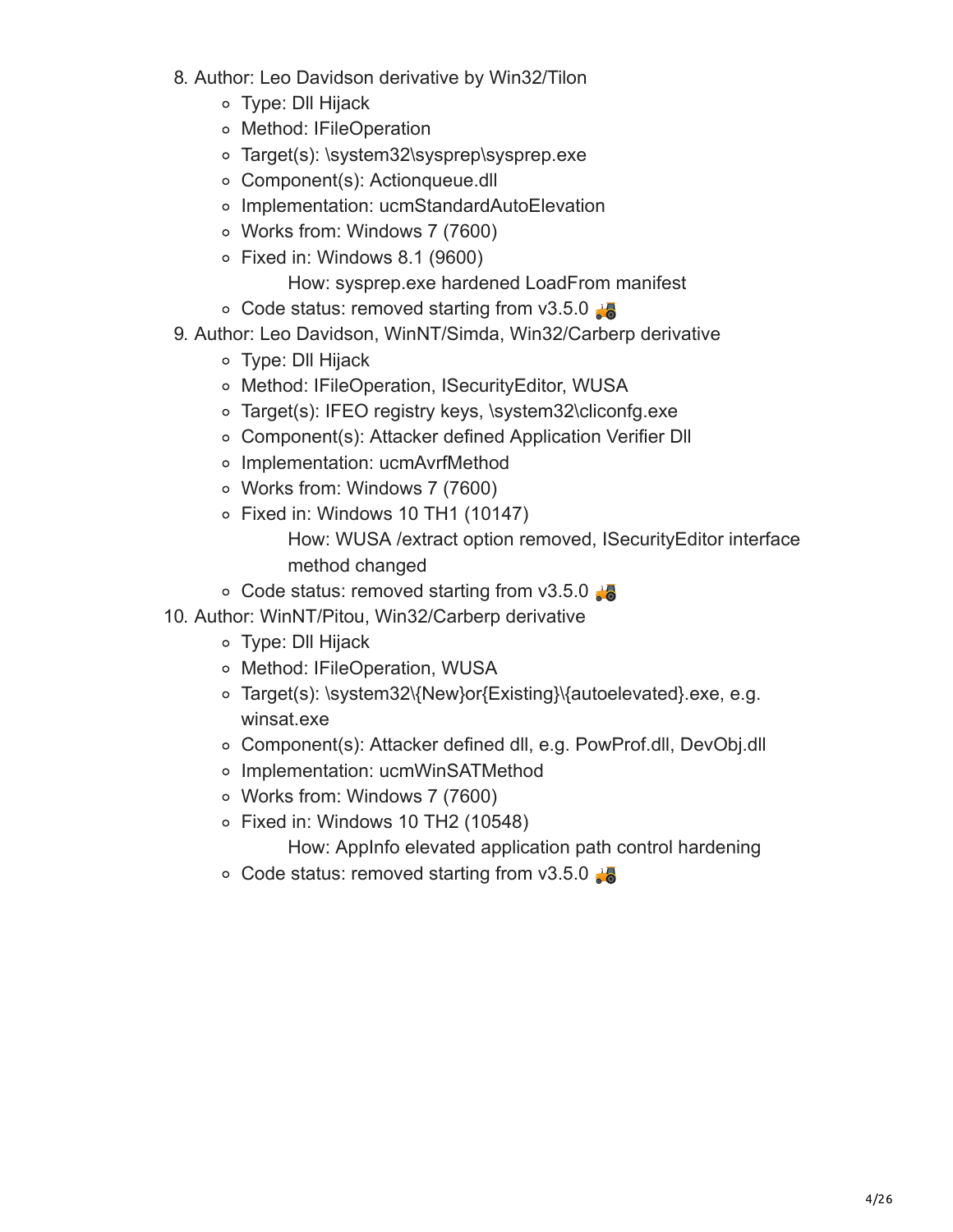8. Author: Leo Davidson derivative by Win32/Tilon
    - Type: Dll Hijack
    - Method: IFileOperation
    - Target(s): \system32\sysprep\sysprep.exe
    - Component(s): Actionqueue.dll
    - Implementation: ucmStandardAutoElevation
    - Works from: Windows 7 (7600)
    - Fixed in: Windows 8.1 (9600)
        - How: sysprep.exe hardened LoadFrom manifest
    - Code status: removed starting from v3.5.0 🚜
9. Author: Leo Davidson, WinNT/Simda, Win32/Carberp derivative
    - Type: Dll Hijack
    - Method: IFileOperation, ISecurityEditor, WUSA
    - Target(s): IFEO registry keys, \system32\cliconfg.exe
    - Component(s): Attacker defined Application Verifier Dll
    - Implementation: ucmAvrfMethod
    - Works from: Windows 7 (7600)
    - Fixed in: Windows 10 TH1 (10147)
        - How: WUSA /extract option removed, ISecurityEditor interface method changed
    - Code status: removed starting from v3.5.0 🚜
10. Author: WinNT/Pitou, Win32/Carberp derivative
    - Type: Dll Hijack
    - Method: IFileOperation, WUSA
    - Target(s): \system32\{New}or{Existing}\{autoelevated}.exe, e.g. winsat.exe
    - Component(s): Attacker defined dll, e.g. PowProf.dll, DevObj.dll
    - Implementation: ucmWinSATMethod
    - Works from: Windows 7 (7600)
    - Fixed in: Windows 10 TH2 (10548)
        - How: AppInfo elevated application path control hardening
    - Code status: removed starting from v3.5.0 🚜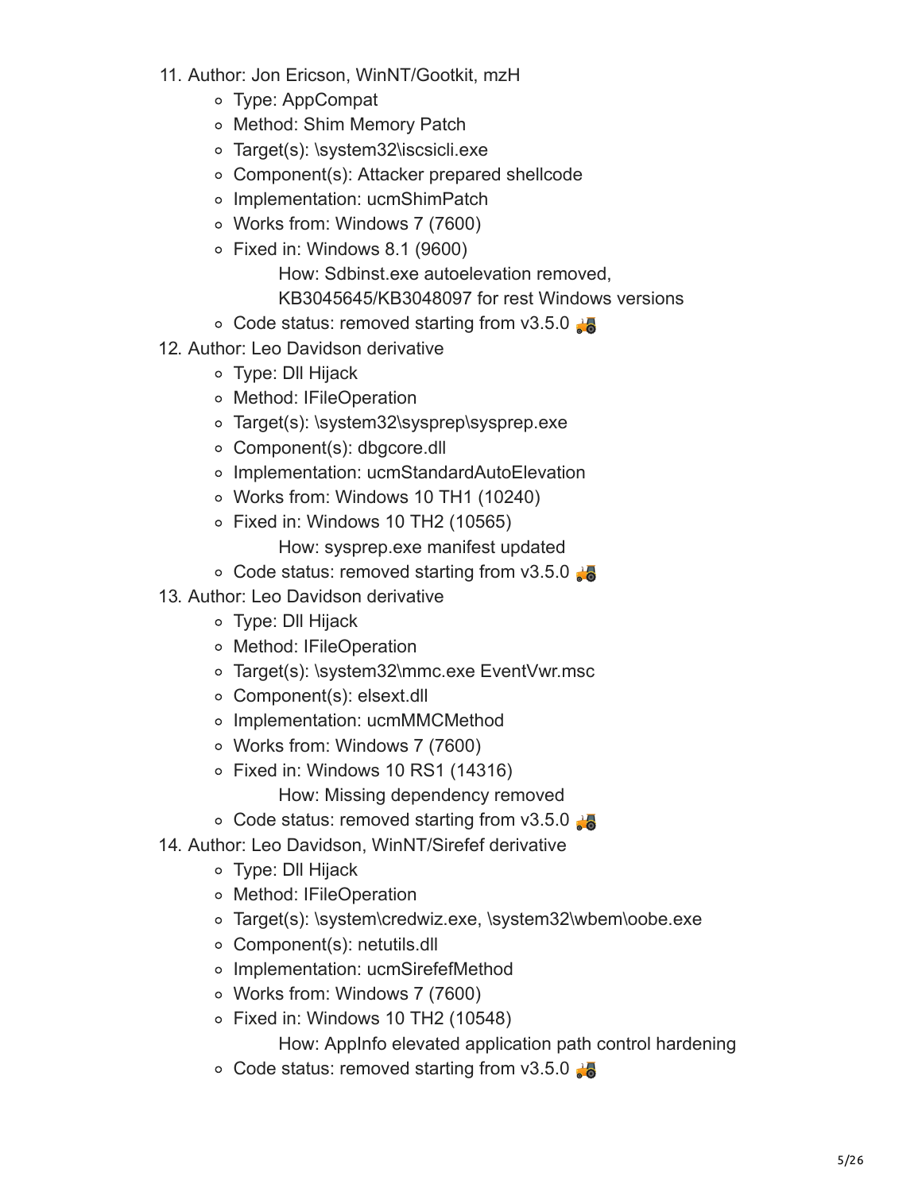11. Author: Jon Ericson, WinNT/Gootkit, mzH
    - Type: AppCompat
    - Method: Shim Memory Patch
    - Target(s): \system32\iscsicli.exe
    - Component(s): Attacker prepared shellcode
    - Implementation: ucmShimPatch
    - Works from: Windows 7 (7600)
    - Fixed in: Windows 8.1 (9600)
      How: Sdbinst.exe autoelevation removed, KB3045645/KB3048097 for rest Windows versions
    - Code status: removed starting from v3.5.0 🚜
12. Author: Leo Davidson derivative
    - Type: Dll Hijack
    - Method: IFileOperation
    - Target(s): \system32\sysprep\sysprep.exe
    - Component(s): dbgcore.dll
    - Implementation: ucmStandardAutoElevation
    - Works from: Windows 10 TH1 (10240)
    - Fixed in: Windows 10 TH2 (10565)
      How: sysprep.exe manifest updated
    - Code status: removed starting from v3.5.0 🚜
13. Author: Leo Davidson derivative
    - Type: Dll Hijack
    - Method: IFileOperation
    - Target(s): \system32\mmc.exe EventVwr.msc
    - Component(s): elsext.dll
    - Implementation: ucmMMCMethod
    - Works from: Windows 7 (7600)
    - Fixed in: Windows 10 RS1 (14316)
      How: Missing dependency removed
    - Code status: removed starting from v3.5.0 🚜
14. Author: Leo Davidson, WinNT/Sirefef derivative
    - Type: Dll Hijack
    - Method: IFileOperation
    - Target(s): \system\credwiz.exe, \system32\wbem\oobe.exe
    - Component(s): netutils.dll
    - Implementation: ucmSirefefMethod
    - Works from: Windows 7 (7600)
    - Fixed in: Windows 10 TH2 (10548)
      How: AppInfo elevated application path control hardening
    - Code status: removed starting from v3.5.0 🚜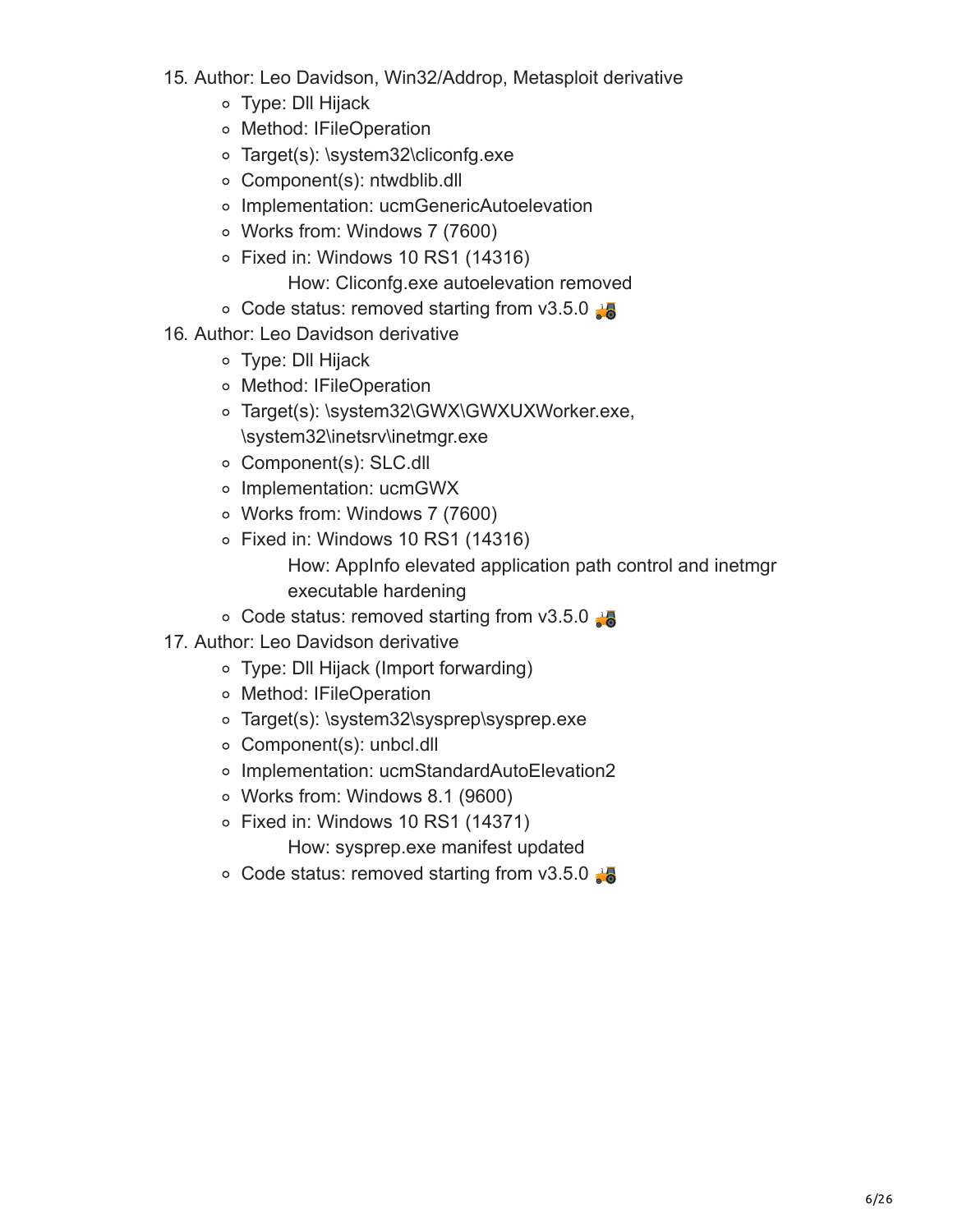15. Author: Leo Davidson, Win32/Addrop, Metasploit derivative
    - Type: Dll Hijack
    - Method: IFileOperation
    - Target(s): \system32\cliconfg.exe
    - Component(s): ntwdblib.dll
    - Implementation: ucmGenericAutoelevation
    - Works from: Windows 7 (7600)
    - Fixed in: Windows 10 RS1 (14316)
      
      How: Cliconfg.exe autoelevation removed
    - Code status: removed starting from v3.5.0 🚜
16. Author: Leo Davidson derivative
    - Type: Dll Hijack
    - Method: IFileOperation
    - Target(s): \system32\GWX\GWXUXWorker.exe, \system32\inetsrv\inetmgr.exe
    - Component(s): SLC.dll
    - Implementation: ucmGWX
    - Works from: Windows 7 (7600)
    - Fixed in: Windows 10 RS1 (14316)
      
      How: AppInfo elevated application path control and inetmgr executable hardening
    - Code status: removed starting from v3.5.0 🚜
17. Author: Leo Davidson derivative
    - Type: Dll Hijack (Import forwarding)
    - Method: IFileOperation
    - Target(s): \system32\sysprep\sysprep.exe
    - Component(s): unbcl.dll
    - Implementation: ucmStandardAutoElevation2
    - Works from: Windows 8.1 (9600)
    - Fixed in: Windows 10 RS1 (14371)
      
      How: sysprep.exe manifest updated
    - Code status: removed starting from v3.5.0 🚜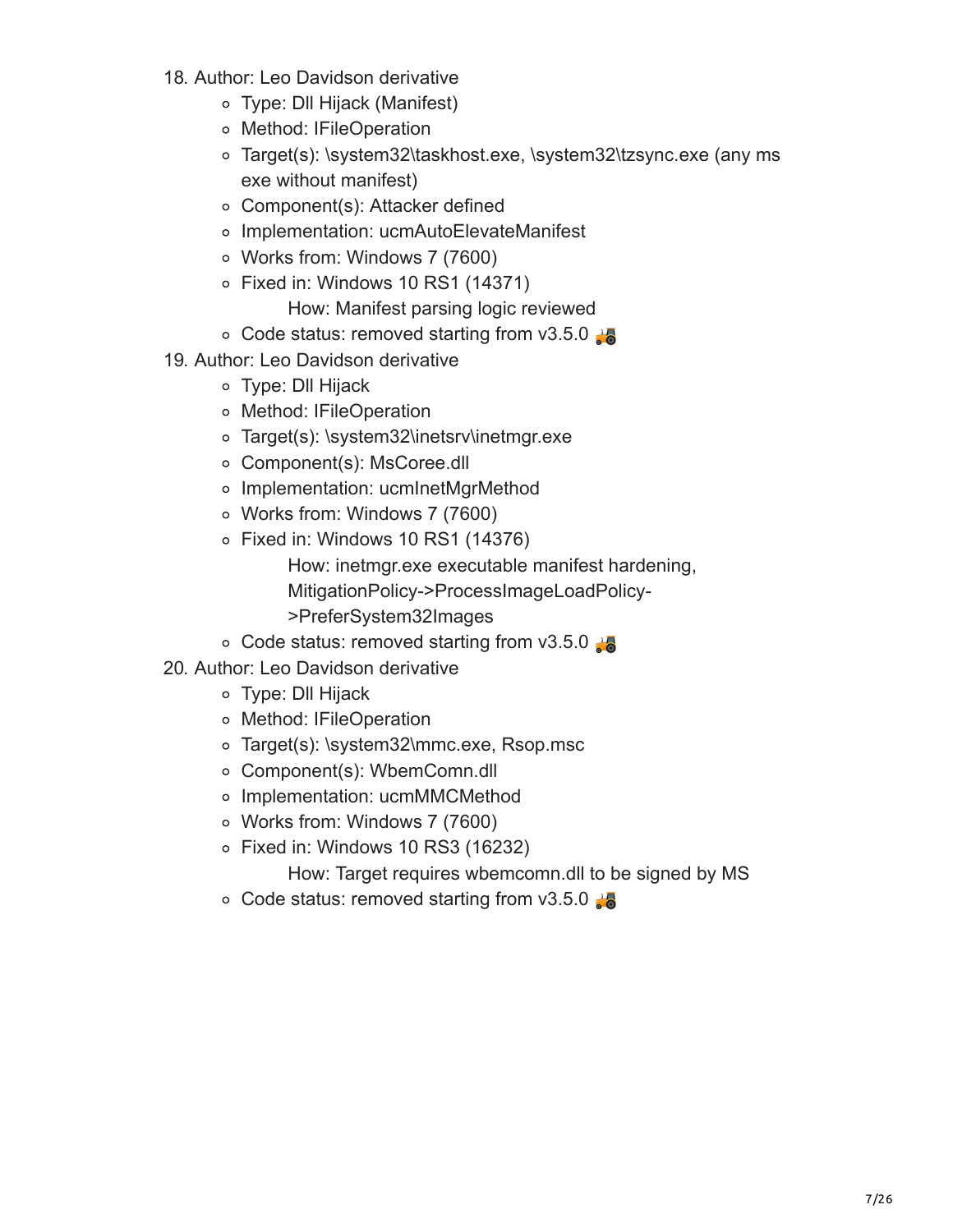18. Author: Leo Davidson derivative
    - Type: Dll Hijack (Manifest)
    - Method: IFileOperation
    - Target(s): \system32\taskhost.exe, \system32\tzsync.exe (any ms exe without manifest)
    - Component(s): Attacker defined
    - Implementation: ucmAutoElevateManifest
    - Works from: Windows 7 (7600)
    - Fixed in: Windows 10 RS1 (14371)
        - How: Manifest parsing logic reviewed
    - Code status: removed starting from v3.5.0 🚜
19. Author: Leo Davidson derivative
    - Type: Dll Hijack
    - Method: IFileOperation
    - Target(s): \system32\inetsrv\inetmgr.exe
    - Component(s): MsCoree.dll
    - Implementation: ucmInetMgrMethod
    - Works from: Windows 7 (7600)
    - Fixed in: Windows 10 RS1 (14376)
        - How: inetmgr.exe executable manifest hardening, MitigationPolicy->ProcessImageLoadPolicy->PreferSystem32Images
    - Code status: removed starting from v3.5.0 🚜
20. Author: Leo Davidson derivative
    - Type: Dll Hijack
    - Method: IFileOperation
    - Target(s): \system32\mmc.exe, Rsop.msc
    - Component(s): WbemComn.dll
    - Implementation: ucmMMCMethod
    - Works from: Windows 7 (7600)
    - Fixed in: Windows 10 RS3 (16232)
        - How: Target requires wbemcomn.dll to be signed by MS
    - Code status: removed starting from v3.5.0 🚜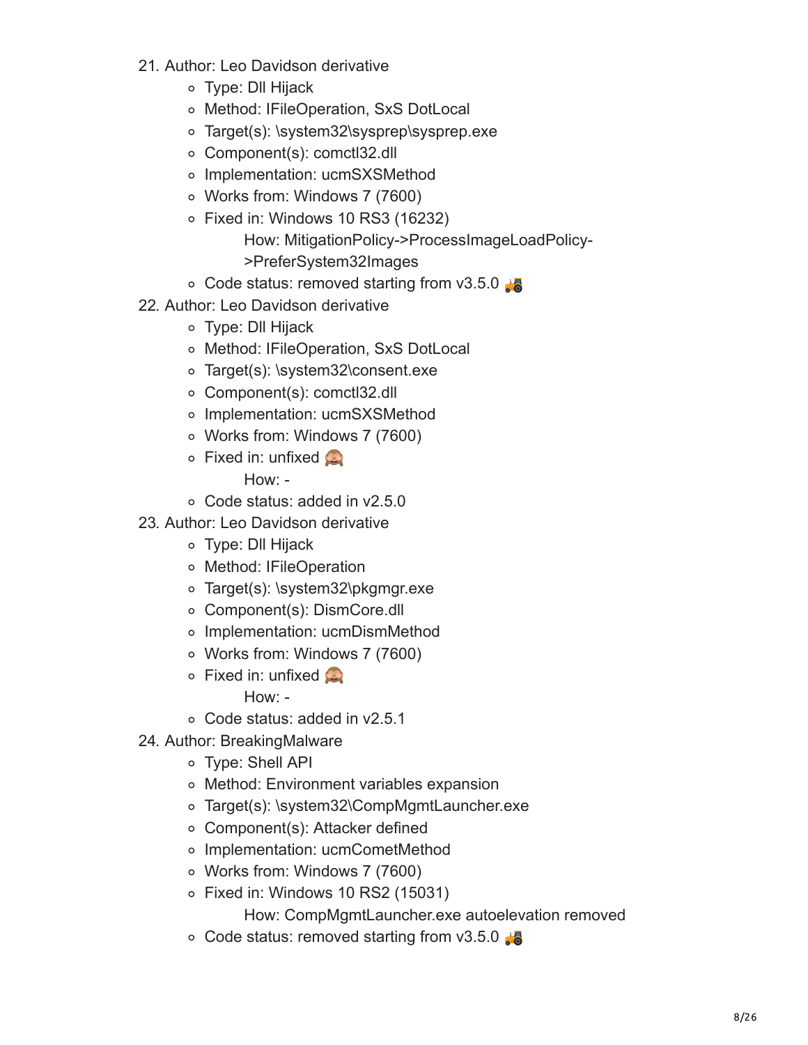21. Author: Leo Davidson derivative
    - Type: Dll Hijack
    - Method: IFileOperation, SxS DotLocal
    - Target(s): \system32\sysprep\sysprep.exe
    - Component(s): comctl32.dll
    - Implementation: ucmSXSMethod
    - Works from: Windows 7 (7600)
    - Fixed in: Windows 10 RS3 (16232)
      
      How: MitigationPolicy->ProcessImageLoadPolicy->PreferSystem32Images
    - Code status: removed starting from v3.5.0 🚜
22. Author: Leo Davidson derivative
    - Type: Dll Hijack
    - Method: IFileOperation, SxS DotLocal
    - Target(s): \system32\consent.exe
    - Component(s): comctl32.dll
    - Implementation: ucmSXSMethod
    - Works from: Windows 7 (7600)
    - Fixed in: unfixed 🙈
      
      How: -
    - Code status: added in v2.5.0
23. Author: Leo Davidson derivative
    - Type: Dll Hijack
    - Method: IFileOperation
    - Target(s): \system32\pkgmgr.exe
    - Component(s): DismCore.dll
    - Implementation: ucmDismMethod
    - Works from: Windows 7 (7600)
    - Fixed in: unfixed 🙈
      
      How: -
    - Code status: added in v2.5.1
24. Author: BreakingMalware
    - Type: Shell API
    - Method: Environment variables expansion
    - Target(s): \system32\CompMgmtLauncher.exe
    - Component(s): Attacker defined
    - Implementation: ucmCometMethod
    - Works from: Windows 7 (7600)
    - Fixed in: Windows 10 RS2 (15031)
      
      How: CompMgmtLauncher.exe autoelevation removed
    - Code status: removed starting from v3.5.0 🚜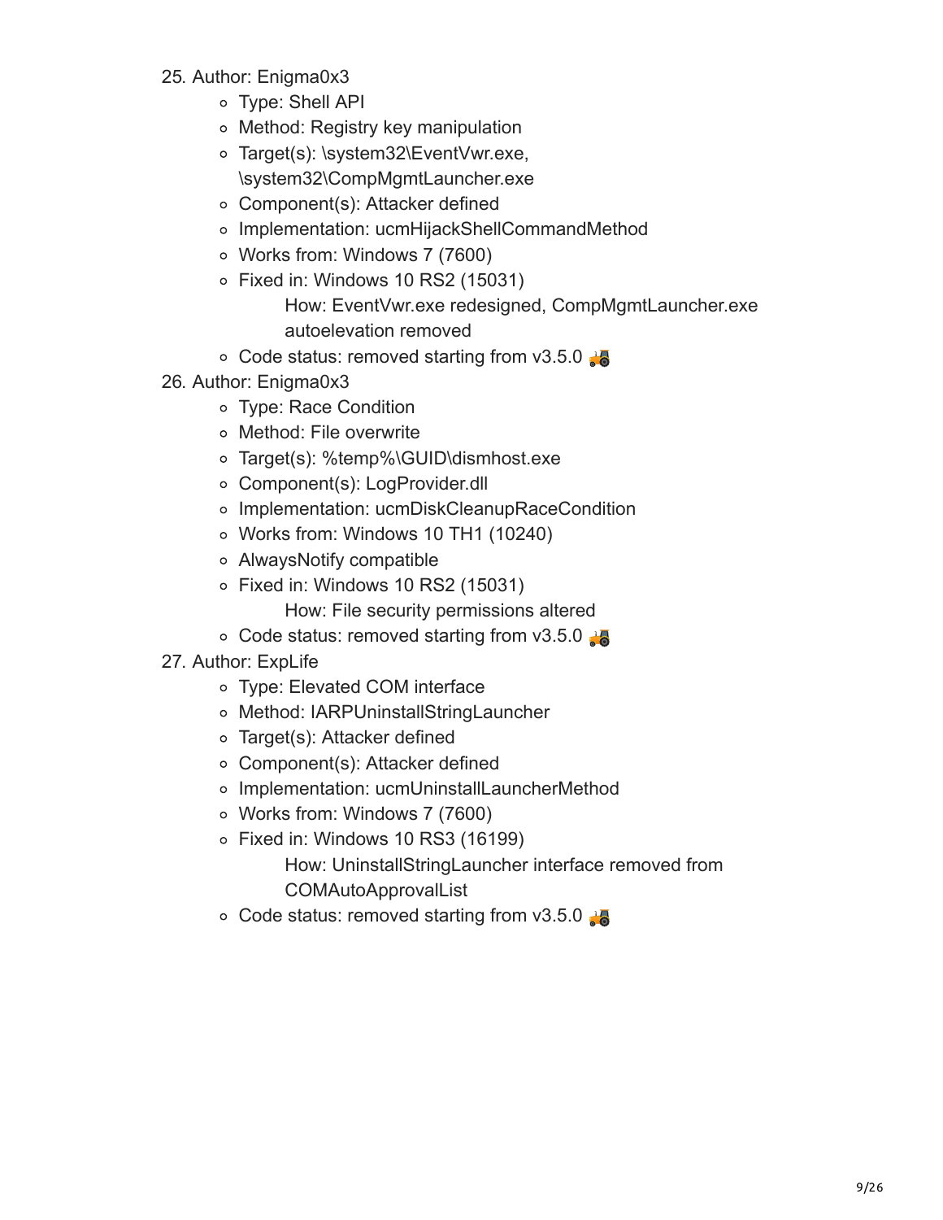25. Author: Enigma0x3
    - Type: Shell API
    - Method: Registry key manipulation
    - Target(s): \system32\EventVwr.exe, \system32\CompMgmtLauncher.exe
    - Component(s): Attacker defined
    - Implementation: ucmHijackShellCommandMethod
    - Works from: Windows 7 (7600)
    - Fixed in: Windows 10 RS2 (15031)
      - How: EventVwr.exe redesigned, CompMgmtLauncher.exe autoelevation removed
    - Code status: removed starting from v3.5.0 🚜
26. Author: Enigma0x3
    - Type: Race Condition
    - Method: File overwrite
    - Target(s): %temp%\GUID\dismhost.exe
    - Component(s): LogProvider.dll
    - Implementation: ucmDiskCleanupRaceCondition
    - Works from: Windows 10 TH1 (10240)
    - AlwaysNotify compatible
    - Fixed in: Windows 10 RS2 (15031)
      - How: File security permissions altered
    - Code status: removed starting from v3.5.0 🚜
27. Author: ExpLife
    - Type: Elevated COM interface
    - Method: IARPUninstallStringLauncher
    - Target(s): Attacker defined
    - Component(s): Attacker defined
    - Implementation: ucmUninstallLauncherMethod
    - Works from: Windows 7 (7600)
    - Fixed in: Windows 10 RS3 (16199)
      - How: UninstallStringLauncher interface removed from COMAutoApprovalList
    - Code status: removed starting from v3.5.0 🚜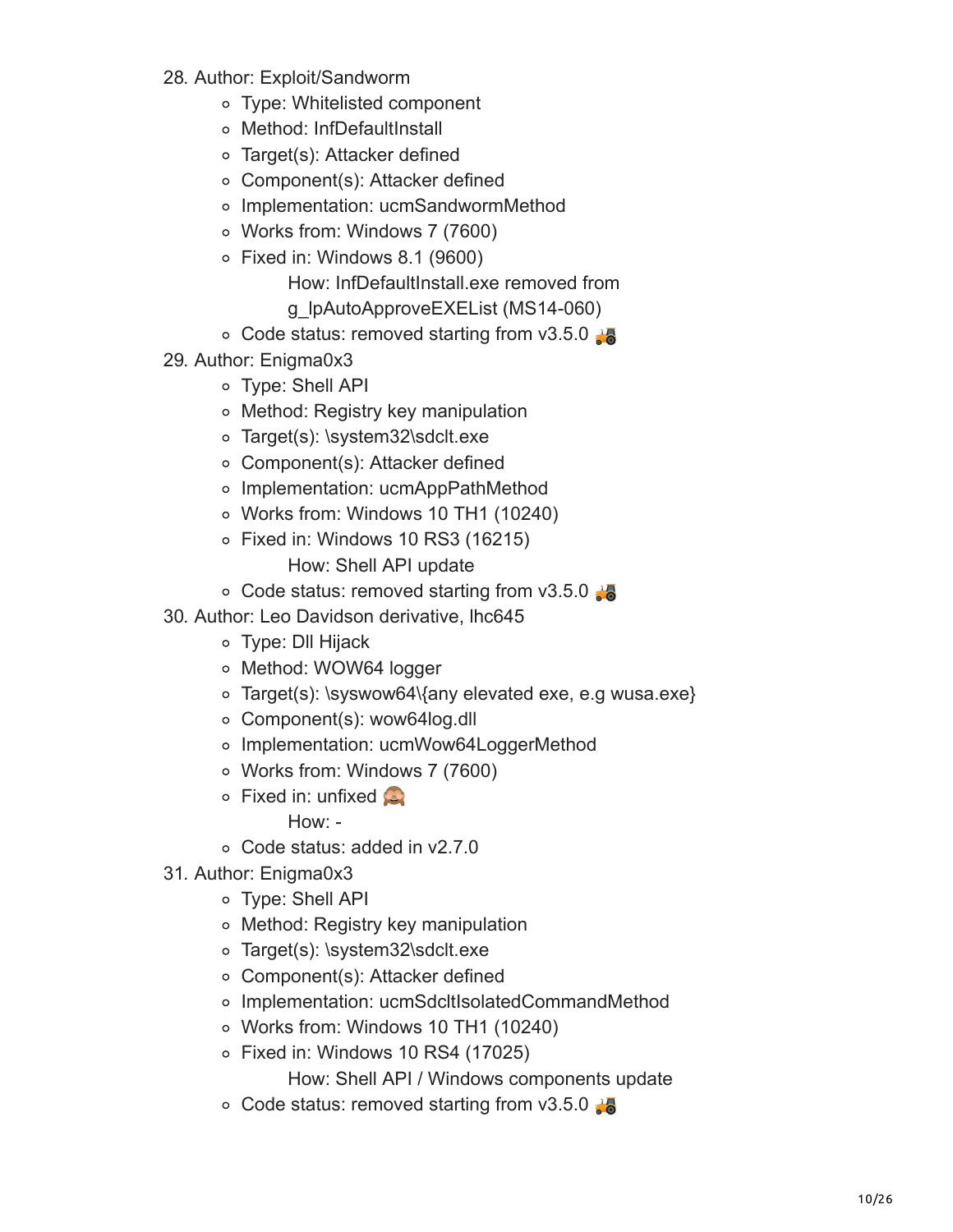28. Author: Exploit/Sandworm
    - Type: Whitelisted component
    - Method: InfDefaultInstall
    - Target(s): Attacker defined
    - Component(s): Attacker defined
    - Implementation: ucmSandwormMethod
    - Works from: Windows 7 (7600)
    - Fixed in: Windows 8.1 (9600)
      
      How: InfDefaultInstall.exe removed from g_lpAutoApproveEXEList (MS14-060)
    - Code status: removed starting from v3.5.0 🚜
29. Author: Enigma0x3
    - Type: Shell API
    - Method: Registry key manipulation
    - Target(s): \system32\sdclt.exe
    - Component(s): Attacker defined
    - Implementation: ucmAppPathMethod
    - Works from: Windows 10 TH1 (10240)
    - Fixed in: Windows 10 RS3 (16215)
      
      How: Shell API update
    - Code status: removed starting from v3.5.0 🚜
30. Author: Leo Davidson derivative, lhc645
    - Type: Dll Hijack
    - Method: WOW64 logger
    - Target(s): \syswow64\{any elevated exe, e.g wusa.exe}
    - Component(s): wow64log.dll
    - Implementation: ucmWow64LoggerMethod
    - Works from: Windows 7 (7600)
    - Fixed in: unfixed 🙈
      
      How: -
    - Code status: added in v2.7.0
31. Author: Enigma0x3
    - Type: Shell API
    - Method: Registry key manipulation
    - Target(s): \system32\sdclt.exe
    - Component(s): Attacker defined
    - Implementation: ucmSdcltIsolatedCommandMethod
    - Works from: Windows 10 TH1 (10240)
    - Fixed in: Windows 10 RS4 (17025)
      
      How: Shell API / Windows components update
    - Code status: removed starting from v3.5.0 🚜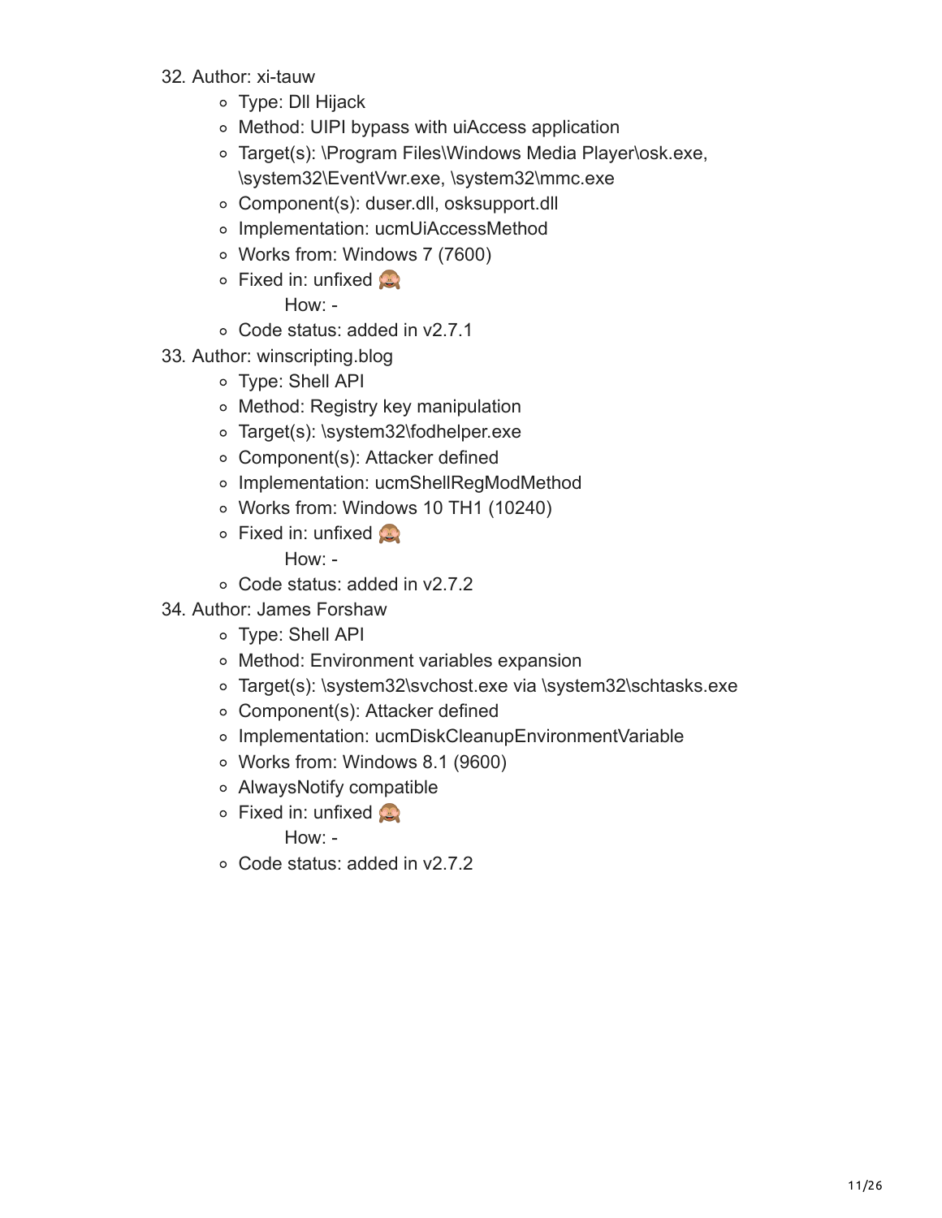32. Author: xi-tauw
    - Type: Dll Hijack
    - Method: UIPI bypass with uiAccess application
    - Target(s): \Program Files\Windows Media Player\osk.exe, \system32\EventVwr.exe, \system32\mmc.exe
    - Component(s): duser.dll, osksupport.dll
    - Implementation: ucmUiAccessMethod
    - Works from: Windows 7 (7600)
    - Fixed in: unfixed 🙈
      
      How: -
    - Code status: added in v2.7.1
33. Author: winscripting.blog
    - Type: Shell API
    - Method: Registry key manipulation
    - Target(s): \system32\fodhelper.exe
    - Component(s): Attacker defined
    - Implementation: ucmShellRegModMethod
    - Works from: Windows 10 TH1 (10240)
    - Fixed in: unfixed 🙈
      
      How: -
    - Code status: added in v2.7.2
34. Author: James Forshaw
    - Type: Shell API
    - Method: Environment variables expansion
    - Target(s): \system32\svchost.exe via \system32\schtasks.exe
    - Component(s): Attacker defined
    - Implementation: ucmDiskCleanupEnvironmentVariable
    - Works from: Windows 8.1 (9600)
    - AlwaysNotify compatible
    - Fixed in: unfixed 🙈
      
      How: -
    - Code status: added in v2.7.2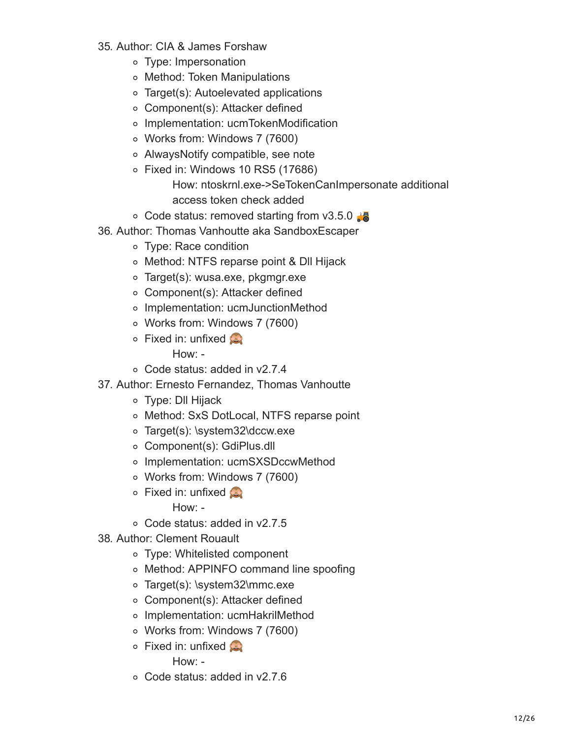35. Author: CIA & James Forshaw
    - Type: Impersonation
    - Method: Token Manipulations
    - Target(s): Autoelevated applications
    - Component(s): Attacker defined
    - Implementation: ucmTokenModification
    - Works from: Windows 7 (7600)
    - AlwaysNotify compatible, see note
    - Fixed in: Windows 10 RS5 (17686)
      
      How: ntoskrnl.exe->SeTokenCanImpersonate additional access token check added
    - Code status: removed starting from v3.5.0 🚜
36. Author: Thomas Vanhoutte aka SandboxEscaper
    - Type: Race condition
    - Method: NTFS reparse point & Dll Hijack
    - Target(s): wusa.exe, pkgmgr.exe
    - Component(s): Attacker defined
    - Implementation: ucmJunctionMethod
    - Works from: Windows 7 (7600)
    - Fixed in: unfixed 🙈
      
      How: -
    - Code status: added in v2.7.4
37. Author: Ernesto Fernandez, Thomas Vanhoutte
    - Type: Dll Hijack
    - Method: SxS DotLocal, NTFS reparse point
    - Target(s): \system32\dccw.exe
    - Component(s): GdiPlus.dll
    - Implementation: ucmSXSDccwMethod
    - Works from: Windows 7 (7600)
    - Fixed in: unfixed 🙈
      
      How: -
    - Code status: added in v2.7.5
38. Author: Clement Rouault
    - Type: Whitelisted component
    - Method: APPINFO command line spoofing
    - Target(s): \system32\mmc.exe
    - Component(s): Attacker defined
    - Implementation: ucmHakrilMethod
    - Works from: Windows 7 (7600)
    - Fixed in: unfixed 🙈
      
      How: -
    - Code status: added in v2.7.6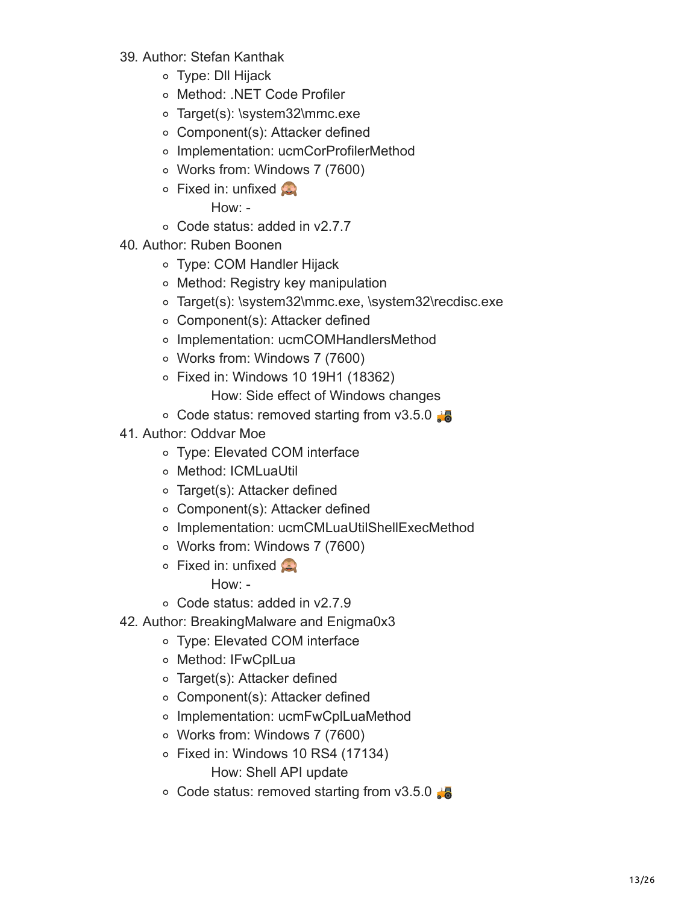39. Author: Stefan Kanthak
    - Type: Dll Hijack
    - Method: .NET Code Profiler
    - Target(s): \system32\mmc.exe
    - Component(s): Attacker defined
    - Implementation: ucmCorProfilerMethod
    - Works from: Windows 7 (7600)
    - Fixed in: unfixed 🙈
      
      How: -
    - Code status: added in v2.7.7
40. Author: Ruben Boonen
    - Type: COM Handler Hijack
    - Method: Registry key manipulation
    - Target(s): \system32\mmc.exe, \system32\recdisc.exe
    - Component(s): Attacker defined
    - Implementation: ucmCOMHandlersMethod
    - Works from: Windows 7 (7600)
    - Fixed in: Windows 10 19H1 (18362)
      
      How: Side effect of Windows changes
    - Code status: removed starting from v3.5.0 🚜
41. Author: Oddvar Moe
    - Type: Elevated COM interface
    - Method: ICMLuaUtil
    - Target(s): Attacker defined
    - Component(s): Attacker defined
    - Implementation: ucmCMLuaUtilShellExecMethod
    - Works from: Windows 7 (7600)
    - Fixed in: unfixed 🙈
      
      How: -
    - Code status: added in v2.7.9
42. Author: BreakingMalware and Enigma0x3
    - Type: Elevated COM interface
    - Method: IFwCplLua
    - Target(s): Attacker defined
    - Component(s): Attacker defined
    - Implementation: ucmFwCplLuaMethod
    - Works from: Windows 7 (7600)
    - Fixed in: Windows 10 RS4 (17134)
      
      How: Shell API update
    - Code status: removed starting from v3.5.0 🚜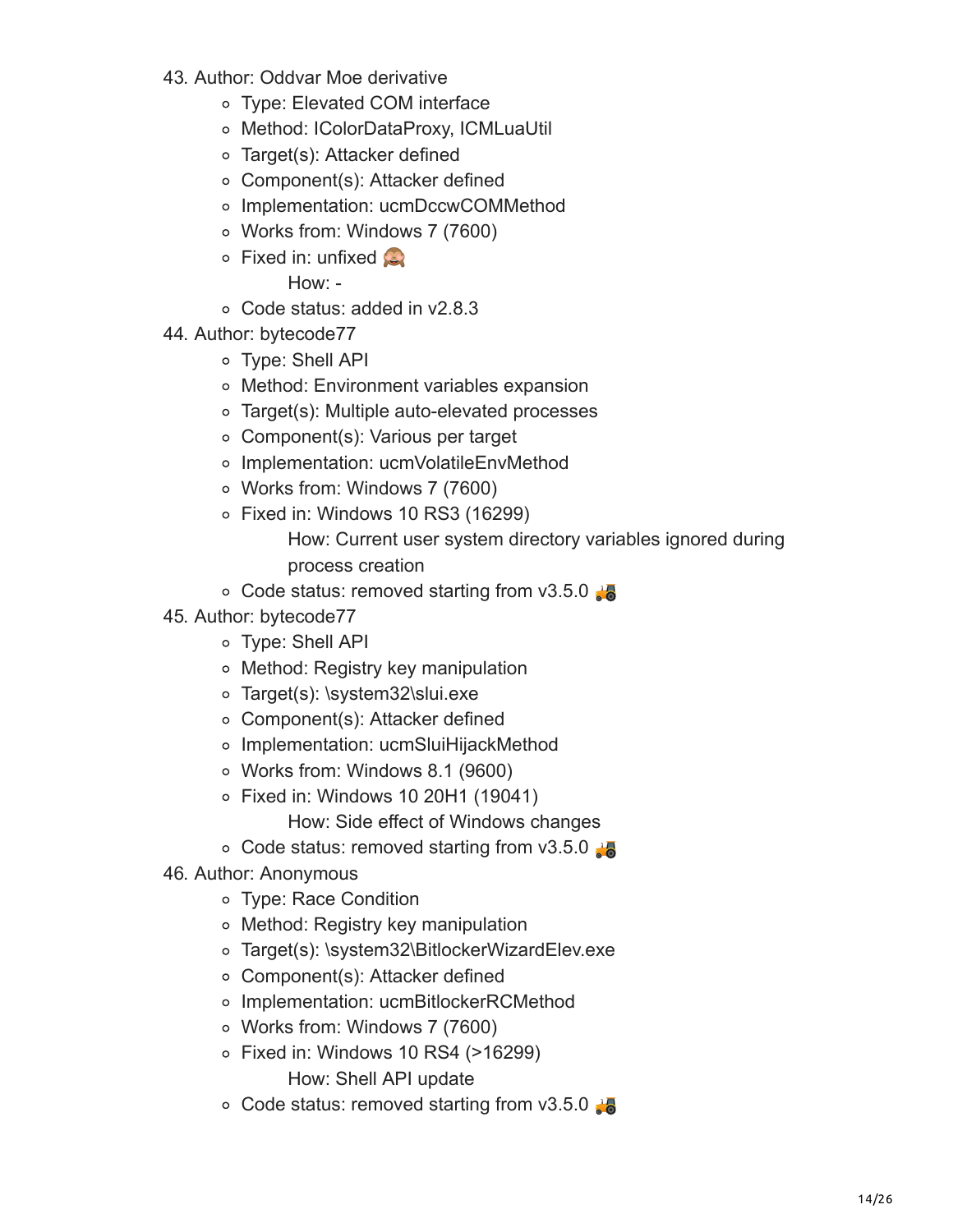43. Author: Oddvar Moe derivative
    - Type: Elevated COM interface
    - Method: IColorDataProxy, ICMLuaUtil
    - Target(s): Attacker defined
    - Component(s): Attacker defined
    - Implementation: ucmDccwCOMMethod
    - Works from: Windows 7 (7600)
    - Fixed in: unfixed 🙈

      How: -
    - Code status: added in v2.8.3
44. Author: bytecode77
    - Type: Shell API
    - Method: Environment variables expansion
    - Target(s): Multiple auto-elevated processes
    - Component(s): Various per target
    - Implementation: ucmVolatileEnvMethod
    - Works from: Windows 7 (7600)
    - Fixed in: Windows 10 RS3 (16299)

      How: Current user system directory variables ignored during process creation
    - Code status: removed starting from v3.5.0 🚜
45. Author: bytecode77
    - Type: Shell API
    - Method: Registry key manipulation
    - Target(s): \system32\slui.exe
    - Component(s): Attacker defined
    - Implementation: ucmSluiHijackMethod
    - Works from: Windows 8.1 (9600)
    - Fixed in: Windows 10 20H1 (19041)

      How: Side effect of Windows changes
    - Code status: removed starting from v3.5.0 🚜
46. Author: Anonymous
    - Type: Race Condition
    - Method: Registry key manipulation
    - Target(s): \system32\BitlockerWizardElev.exe
    - Component(s): Attacker defined
    - Implementation: ucmBitlockerRCMethod
    - Works from: Windows 7 (7600)
    - Fixed in: Windows 10 RS4 (>16299)

      How: Shell API update
    - Code status: removed starting from v3.5.0 🚜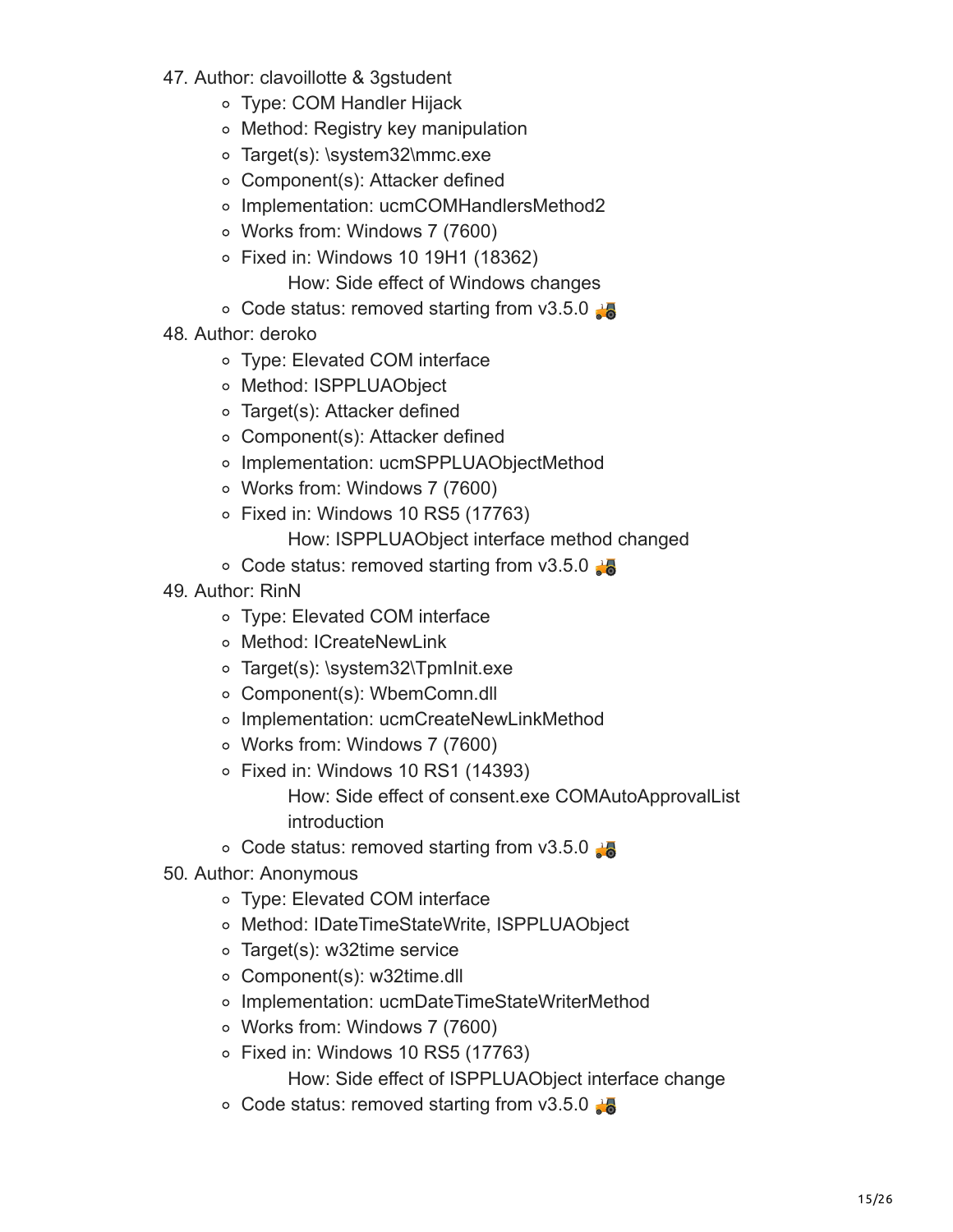47. Author: clavoillotte & 3gstudent
    - Type: COM Handler Hijack
    - Method: Registry key manipulation
    - Target(s): \system32\mmc.exe
    - Component(s): Attacker defined
    - Implementation: ucmCOMHandlersMethod2
    - Works from: Windows 7 (7600)
    - Fixed in: Windows 10 19H1 (18362)
      
      How: Side effect of Windows changes
    - Code status: removed starting from v3.5.0 🚜
48. Author: deroko
    - Type: Elevated COM interface
    - Method: ISPPLUAObject
    - Target(s): Attacker defined
    - Component(s): Attacker defined
    - Implementation: ucmSPPLUAObjectMethod
    - Works from: Windows 7 (7600)
    - Fixed in: Windows 10 RS5 (17763)
      
      How: ISPPLUAObject interface method changed
    - Code status: removed starting from v3.5.0 🚜
49. Author: RinN
    - Type: Elevated COM interface
    - Method: ICreateNewLink
    - Target(s): \system32\TpmInit.exe
    - Component(s): WbemComn.dll
    - Implementation: ucmCreateNewLinkMethod
    - Works from: Windows 7 (7600)
    - Fixed in: Windows 10 RS1 (14393)
      
      How: Side effect of consent.exe COMAutoApprovalList introduction
    - Code status: removed starting from v3.5.0 🚜
50. Author: Anonymous
    - Type: Elevated COM interface
    - Method: IDateTimeStateWrite, ISPPLUAObject
    - Target(s): w32time service
    - Component(s): w32time.dll
    - Implementation: ucmDateTimeStateWriterMethod
    - Works from: Windows 7 (7600)
    - Fixed in: Windows 10 RS5 (17763)
      
      How: Side effect of ISPPLUAObject interface change
    - Code status: removed starting from v3.5.0 🚜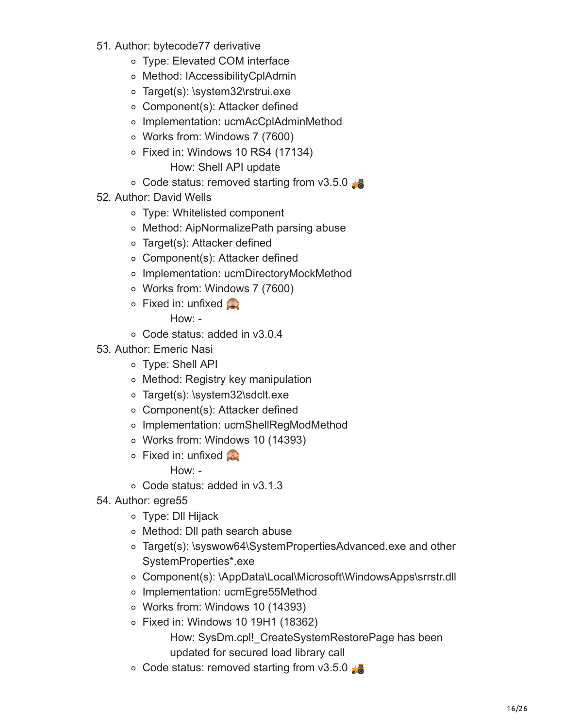51. Author: bytecode77 derivative
    - Type: Elevated COM interface
    - Method: IAccessibilityCplAdmin
    - Target(s): \system32\rstrui.exe
    - Component(s): Attacker defined
    - Implementation: ucmAcCplAdminMethod
    - Works from: Windows 7 (7600)
    - Fixed in: Windows 10 RS4 (17134)
      - How: Shell API update
    - Code status: removed starting from v3.5.0 🚜
52. Author: David Wells
    - Type: Whitelisted component
    - Method: AipNormalizePath parsing abuse
    - Target(s): Attacker defined
    - Component(s): Attacker defined
    - Implementation: ucmDirectoryMockMethod
    - Works from: Windows 7 (7600)
    - Fixed in: unfixed 🙈
      - How: -
    - Code status: added in v3.0.4
53. Author: Emeric Nasi
    - Type: Shell API
    - Method: Registry key manipulation
    - Target(s): \system32\sdclt.exe
    - Component(s): Attacker defined
    - Implementation: ucmShellRegModMethod
    - Works from: Windows 10 (14393)
    - Fixed in: unfixed 🙈
      - How: -
    - Code status: added in v3.1.3
54. Author: egre55
    - Type: Dll Hijack
    - Method: Dll path search abuse
    - Target(s): \syswow64\SystemPropertiesAdvanced.exe and other SystemProperties*.exe
    - Component(s): \AppData\Local\Microsoft\WindowsApps\srrstr.dll
    - Implementation: ucmEgre55Method
    - Works from: Windows 10 (14393)
    - Fixed in: Windows 10 19H1 (18362)
      - How: SysDm.cpl!_CreateSystemRestorePage has been updated for secured load library call
    - Code status: removed starting from v3.5.0 🚜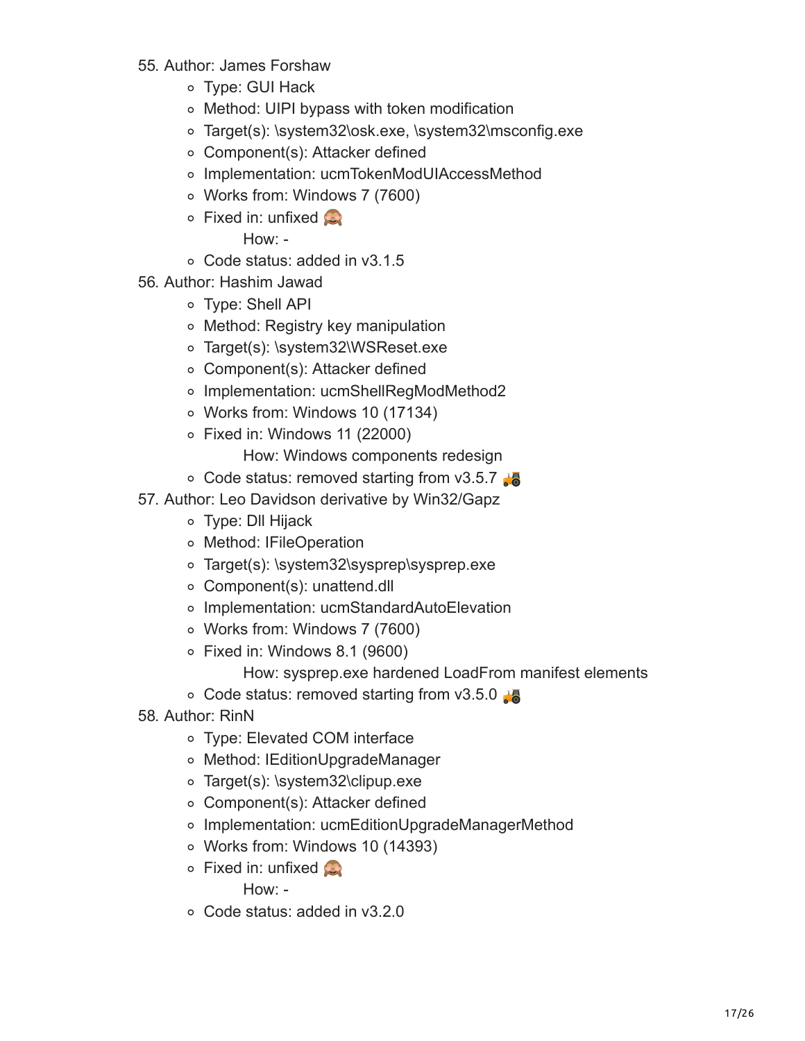55. Author: James Forshaw
    - Type: GUI Hack
    - Method: UIPI bypass with token modification
    - Target(s): \system32\osk.exe, \system32\msconfig.exe
    - Component(s): Attacker defined
    - Implementation: ucmTokenModUIAccessMethod
    - Works from: Windows 7 (7600)
    - Fixed in: unfixed 🙈

      How: -
    - Code status: added in v3.1.5
56. Author: Hashim Jawad
    - Type: Shell API
    - Method: Registry key manipulation
    - Target(s): \system32\WSReset.exe
    - Component(s): Attacker defined
    - Implementation: ucmShellRegModMethod2
    - Works from: Windows 10 (17134)
    - Fixed in: Windows 11 (22000)

      How: Windows components redesign
    - Code status: removed starting from v3.5.7 🚜
57. Author: Leo Davidson derivative by Win32/Gapz
    - Type: Dll Hijack
    - Method: IFileOperation
    - Target(s): \system32\sysprep\sysprep.exe
    - Component(s): unattend.dll
    - Implementation: ucmStandardAutoElevation
    - Works from: Windows 7 (7600)
    - Fixed in: Windows 8.1 (9600)

      How: sysprep.exe hardened LoadFrom manifest elements
    - Code status: removed starting from v3.5.0 🚜
58. Author: RinN
    - Type: Elevated COM interface
    - Method: IEditionUpgradeManager
    - Target(s): \system32\clipup.exe
    - Component(s): Attacker defined
    - Implementation: ucmEditionUpgradeManagerMethod
    - Works from: Windows 10 (14393)
    - Fixed in: unfixed 🙈

      How: -
    - Code status: added in v3.2.0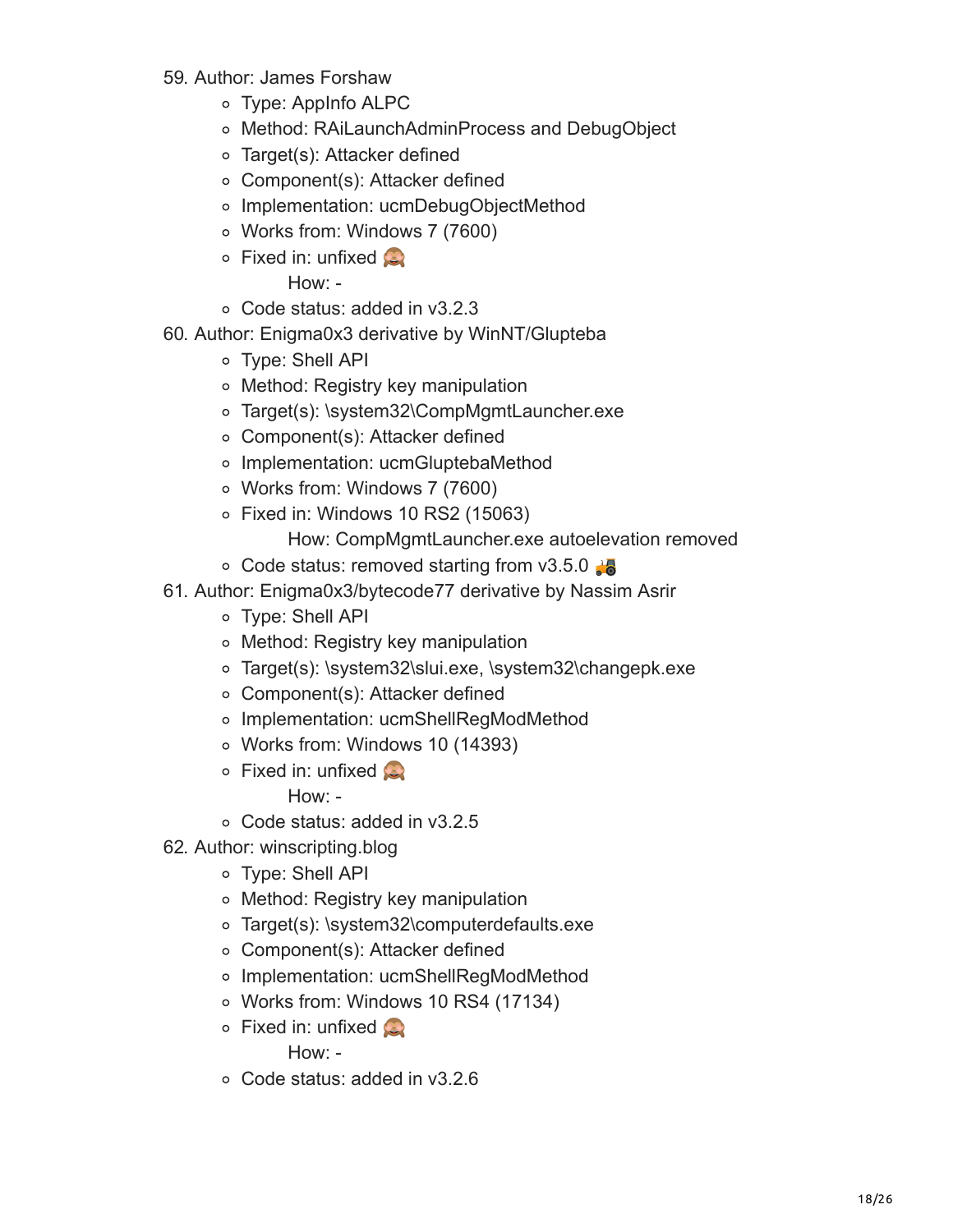59. Author: James Forshaw
    - Type: AppInfo ALPC
    - Method: RAiLaunchAdminProcess and DebugObject
    - Target(s): Attacker defined
    - Component(s): Attacker defined
    - Implementation: ucmDebugObjectMethod
    - Works from: Windows 7 (7600)
    - Fixed in: unfixed 🙈

      How: -
    - Code status: added in v3.2.3
60. Author: Enigma0x3 derivative by WinNT/Glupteba
    - Type: Shell API
    - Method: Registry key manipulation
    - Target(s): \system32\CompMgmtLauncher.exe
    - Component(s): Attacker defined
    - Implementation: ucmGluptebaMethod
    - Works from: Windows 7 (7600)
    - Fixed in: Windows 10 RS2 (15063)

      How: CompMgmtLauncher.exe autoelevation removed
    - Code status: removed starting from v3.5.0 🚜
61. Author: Enigma0x3/bytecode77 derivative by Nassim Asrir
    - Type: Shell API
    - Method: Registry key manipulation
    - Target(s): \system32\slui.exe, \system32\changepk.exe
    - Component(s): Attacker defined
    - Implementation: ucmShellRegModMethod
    - Works from: Windows 10 (14393)
    - Fixed in: unfixed 🙈

      How: -
    - Code status: added in v3.2.5
62. Author: winscripting.blog
    - Type: Shell API
    - Method: Registry key manipulation
    - Target(s): \system32\computerdefaults.exe
    - Component(s): Attacker defined
    - Implementation: ucmShellRegModMethod
    - Works from: Windows 10 RS4 (17134)
    - Fixed in: unfixed 🙈

      How: -
    - Code status: added in v3.2.6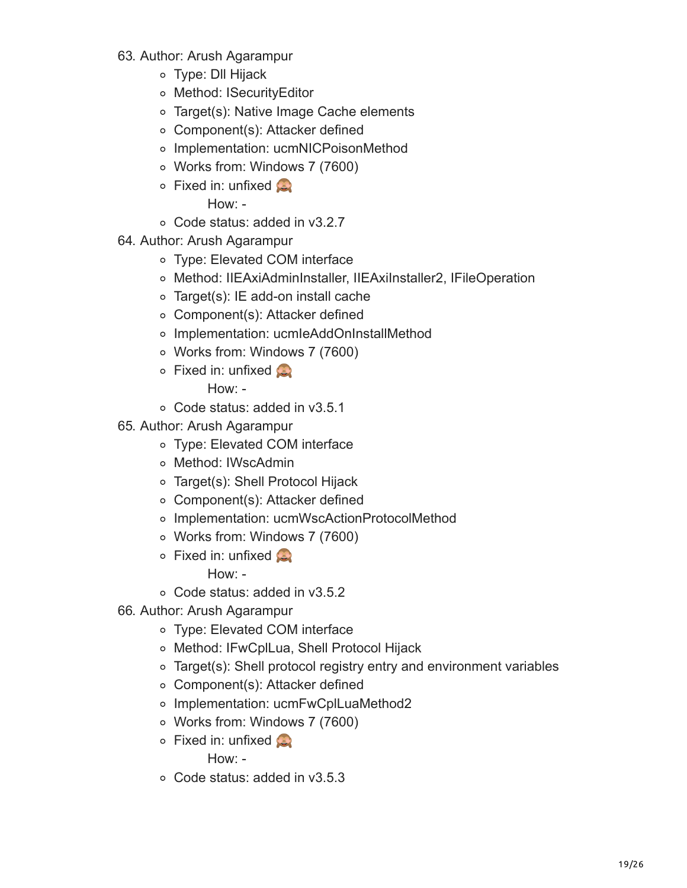63. Author: Arush Agarampur
    - Type: Dll Hijack
    - Method: ISecurityEditor
    - Target(s): Native Image Cache elements
    - Component(s): Attacker defined
    - Implementation: ucmNICPoisonMethod
    - Works from: Windows 7 (7600)
    - Fixed in: unfixed 🙈
      
      How: -
    - Code status: added in v3.2.7
64. Author: Arush Agarampur
    - Type: Elevated COM interface
    - Method: IIEAxiAdminInstaller, IIEAxiInstaller2, IFileOperation
    - Target(s): IE add-on install cache
    - Component(s): Attacker defined
    - Implementation: ucmIeAddOnInstallMethod
    - Works from: Windows 7 (7600)
    - Fixed in: unfixed 🙈
      
      How: -
    - Code status: added in v3.5.1
65. Author: Arush Agarampur
    - Type: Elevated COM interface
    - Method: IWscAdmin
    - Target(s): Shell Protocol Hijack
    - Component(s): Attacker defined
    - Implementation: ucmWscActionProtocolMethod
    - Works from: Windows 7 (7600)
    - Fixed in: unfixed 🙈
      
      How: -
    - Code status: added in v3.5.2
66. Author: Arush Agarampur
    - Type: Elevated COM interface
    - Method: IFwCplLua, Shell Protocol Hijack
    - Target(s): Shell protocol registry entry and environment variables
    - Component(s): Attacker defined
    - Implementation: ucmFwCplLuaMethod2
    - Works from: Windows 7 (7600)
    - Fixed in: unfixed 🙈
      
      How: -
    - Code status: added in v3.5.3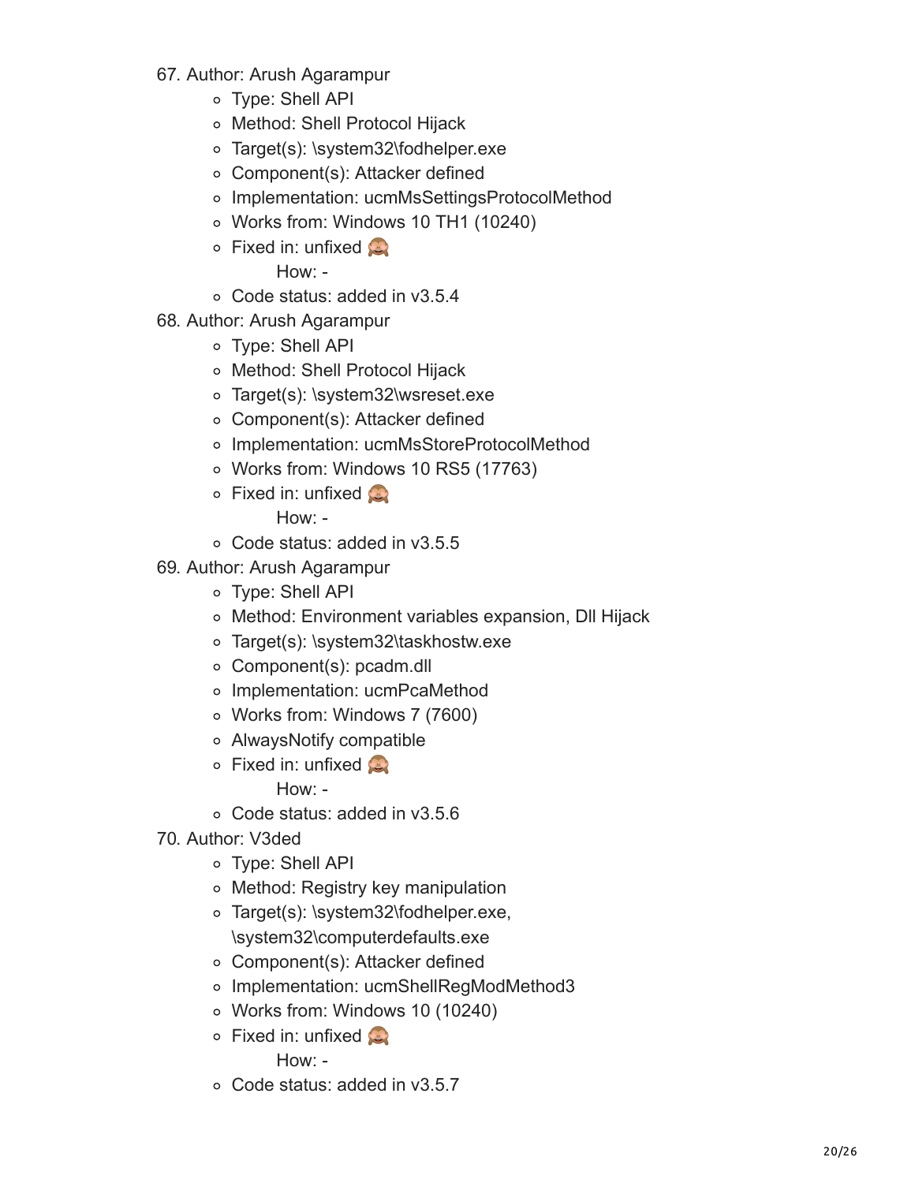67. Author: Arush Agarampur
    - Type: Shell API
    - Method: Shell Protocol Hijack
    - Target(s): \system32\fodhelper.exe
    - Component(s): Attacker defined
    - Implementation: ucmMsSettingsProtocolMethod
    - Works from: Windows 10 TH1 (10240)
    - Fixed in: unfixed 🙈

      How: -
    - Code status: added in v3.5.4
68. Author: Arush Agarampur
    - Type: Shell API
    - Method: Shell Protocol Hijack
    - Target(s): \system32\wsreset.exe
    - Component(s): Attacker defined
    - Implementation: ucmMsStoreProtocolMethod
    - Works from: Windows 10 RS5 (17763)
    - Fixed in: unfixed 🙈

      How: -
    - Code status: added in v3.5.5
69. Author: Arush Agarampur
    - Type: Shell API
    - Method: Environment variables expansion, Dll Hijack
    - Target(s): \system32\taskhostw.exe
    - Component(s): pcadm.dll
    - Implementation: ucmPcaMethod
    - Works from: Windows 7 (7600)
    - AlwaysNotify compatible
    - Fixed in: unfixed 🙈

      How: -
    - Code status: added in v3.5.6
70. Author: V3ded
    - Type: Shell API
    - Method: Registry key manipulation
    - Target(s): \system32\fodhelper.exe, \system32\computerdefaults.exe
    - Component(s): Attacker defined
    - Implementation: ucmShellRegModMethod3
    - Works from: Windows 10 (10240)
    - Fixed in: unfixed 🙈

      How: -
    - Code status: added in v3.5.7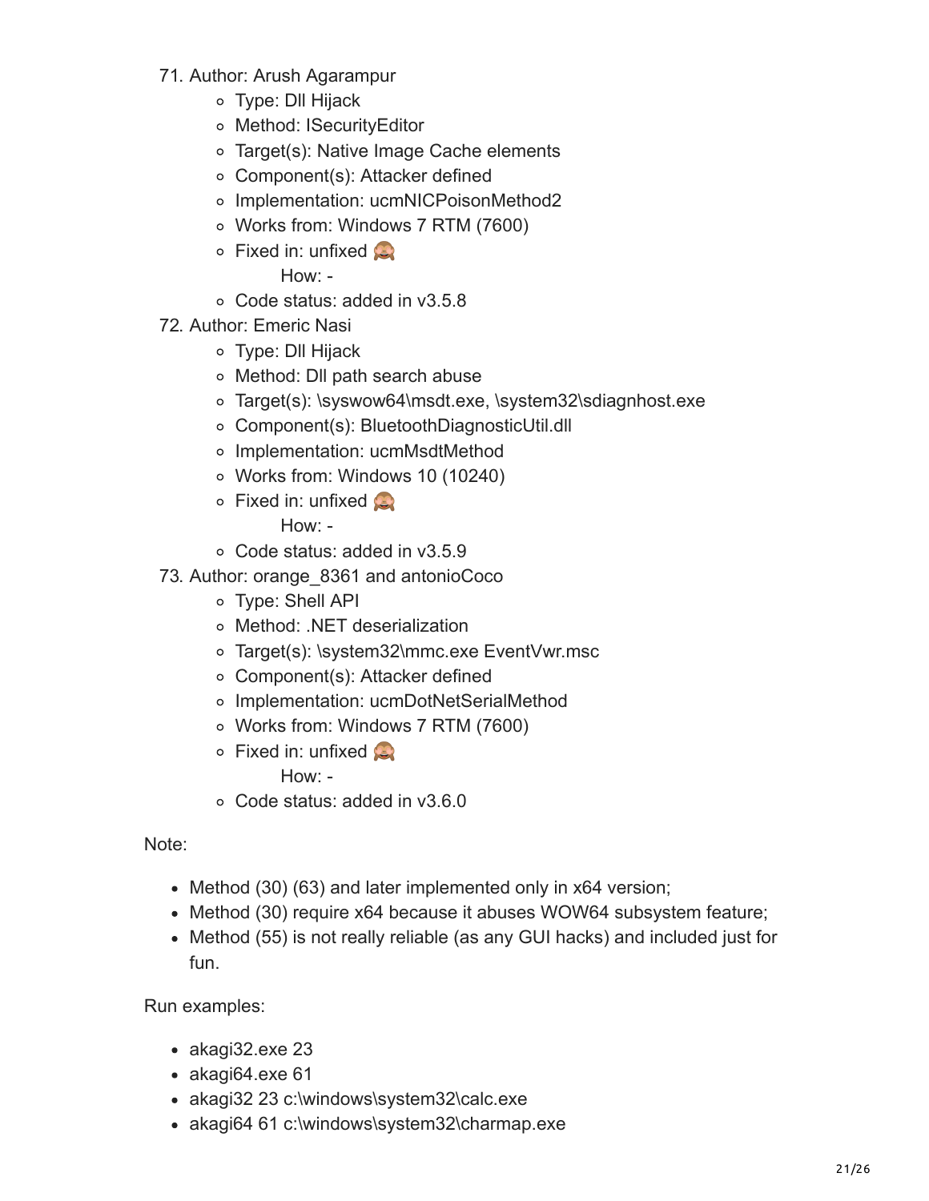71. Author: Arush Agarampur
    - Type: Dll Hijack
    - Method: ISecurityEditor
    - Target(s): Native Image Cache elements
    - Component(s): Attacker defined
    - Implementation: ucmNICPoisonMethod2
    - Works from: Windows 7 RTM (7600)
    - Fixed in: unfixed 🙈
      
      How: -
    - Code status: added in v3.5.8
72. Author: Emeric Nasi
    - Type: Dll Hijack
    - Method: Dll path search abuse
    - Target(s): \syswow64\msdt.exe, \system32\sdiagnhost.exe
    - Component(s): BluetoothDiagnosticUtil.dll
    - Implementation: ucmMsdtMethod
    - Works from: Windows 10 (10240)
    - Fixed in: unfixed 🙈
      
      How: -
    - Code status: added in v3.5.9
73. Author: orange_8361 and antonioCoco
    - Type: Shell API
    - Method: .NET deserialization
    - Target(s): \system32\mmc.exe EventVwr.msc
    - Component(s): Attacker defined
    - Implementation: ucmDotNetSerialMethod
    - Works from: Windows 7 RTM (7600)
    - Fixed in: unfixed 🙈
      
      How: -
    - Code status: added in v3.6.0

Note:

- Method (30) (63) and later implemented only in x64 version;
- Method (30) require x64 because it abuses WOW64 subsystem feature;
- Method (55) is not really reliable (as any GUI hacks) and included just for fun.

Run examples:

- akagi32.exe 23
- akagi64.exe 61
- akagi32 23 c:\windows\system32\calc.exe
- akagi64 61 c:\windows\system32\charmap.exe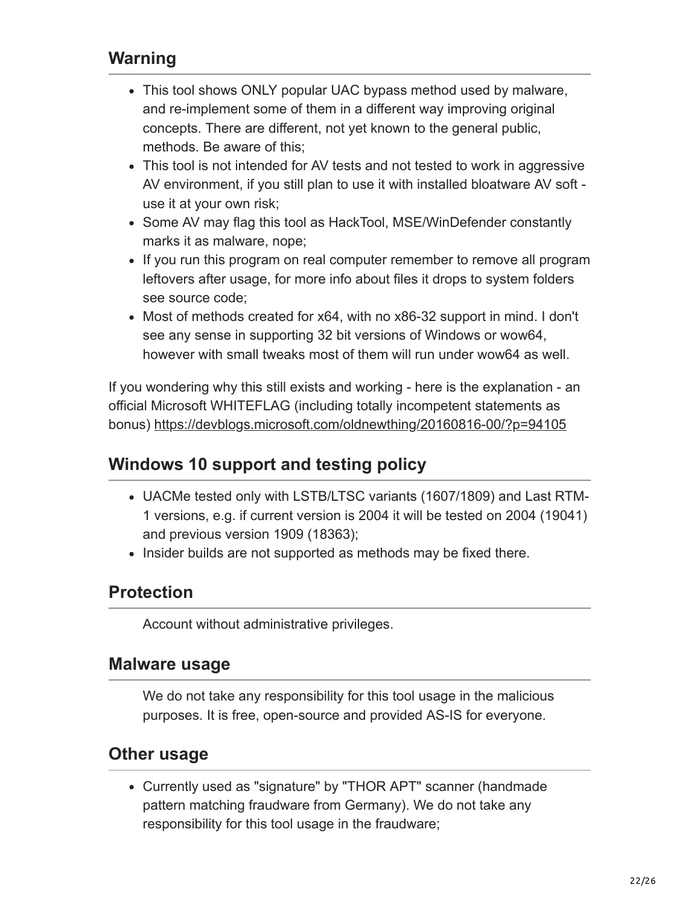## Warning

- This tool shows ONLY popular UAC bypass method used by malware, and re-implement some of them in a different way improving original concepts. There are different, not yet known to the general public, methods. Be aware of this;
- This tool is not intended for AV tests and not tested to work in aggressive AV environment, if you still plan to use it with installed bloatware AV soft - use it at your own risk;
- Some AV may flag this tool as HackTool, MSE/WinDefender constantly marks it as malware, nope;
- If you run this program on real computer remember to remove all program leftovers after usage, for more info about files it drops to system folders see source code;
- Most of methods created for x64, with no x86-32 support in mind. I don't see any sense in supporting 32 bit versions of Windows or wow64, however with small tweaks most of them will run under wow64 as well.

If you wondering why this still exists and working - here is the explanation - an official Microsoft WHITEFLAG (including totally incompetent statements as bonus) https://devblogs.microsoft.com/oldnewthing/20160816-00/?p=94105

## Windows 10 support and testing policy

- UACMe tested only with LSTB/LTSC variants (1607/1809) and Last RTM-1 versions, e.g. if current version is 2004 it will be tested on 2004 (19041) and previous version 1909 (18363);
- Insider builds are not supported as methods may be fixed there.

## Protection

Account without administrative privileges.

## Malware usage

We do not take any responsibility for this tool usage in the malicious purposes. It is free, open-source and provided AS-IS for everyone.

## Other usage

- Currently used as "signature" by "THOR APT" scanner (handmade pattern matching fraudware from Germany). We do not take any responsibility for this tool usage in the fraudware;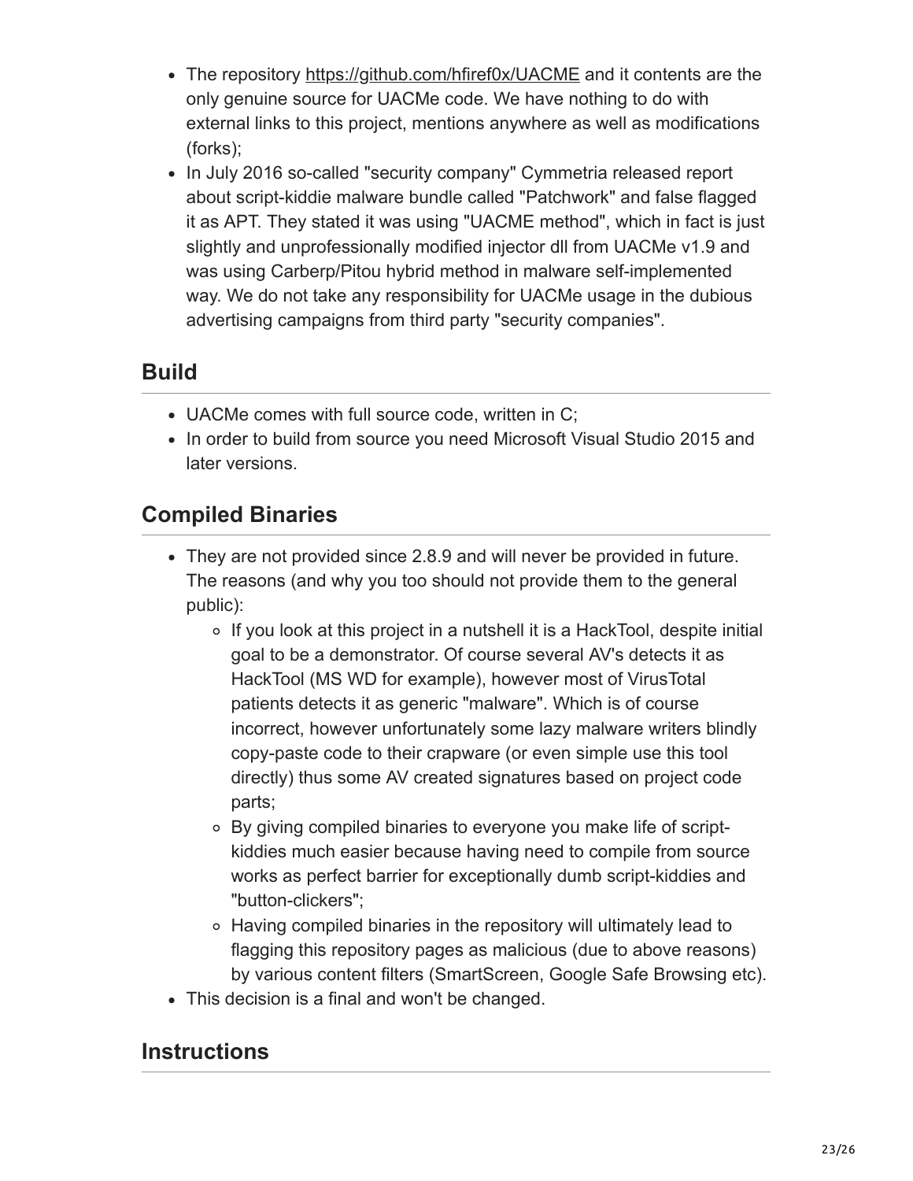- The repository https://github.com/hfiref0x/UACME and it contents are the only genuine source for UACMe code. We have nothing to do with external links to this project, mentions anywhere as well as modifications (forks);
- In July 2016 so-called "security company" Cymmetria released report about script-kiddie malware bundle called "Patchwork" and false flagged it as APT. They stated it was using "UACME method", which in fact is just slightly and unprofessionally modified injector dll from UACMe v1.9 and was using Carberp/Pitou hybrid method in malware self-implemented way. We do not take any responsibility for UACMe usage in the dubious advertising campaigns from third party "security companies".

## Build

- UACMe comes with full source code, written in C;
- In order to build from source you need Microsoft Visual Studio 2015 and later versions.

## Compiled Binaries

- They are not provided since 2.8.9 and will never be provided in future. The reasons (and why you too should not provide them to the general public):
    - If you look at this project in a nutshell it is a HackTool, despite initial goal to be a demonstrator. Of course several AV's detects it as HackTool (MS WD for example), however most of VirusTotal patients detects it as generic "malware". Which is of course incorrect, however unfortunately some lazy malware writers blindly copy-paste code to their crapware (or even simple use this tool directly) thus some AV created signatures based on project code parts;
    - By giving compiled binaries to everyone you make life of script-kiddies much easier because having need to compile from source works as perfect barrier for exceptionally dumb script-kiddies and "button-clickers";
    - Having compiled binaries in the repository will ultimately lead to flagging this repository pages as malicious (due to above reasons) by various content filters (SmartScreen, Google Safe Browsing etc).
- This decision is a final and won't be changed.

## Instructions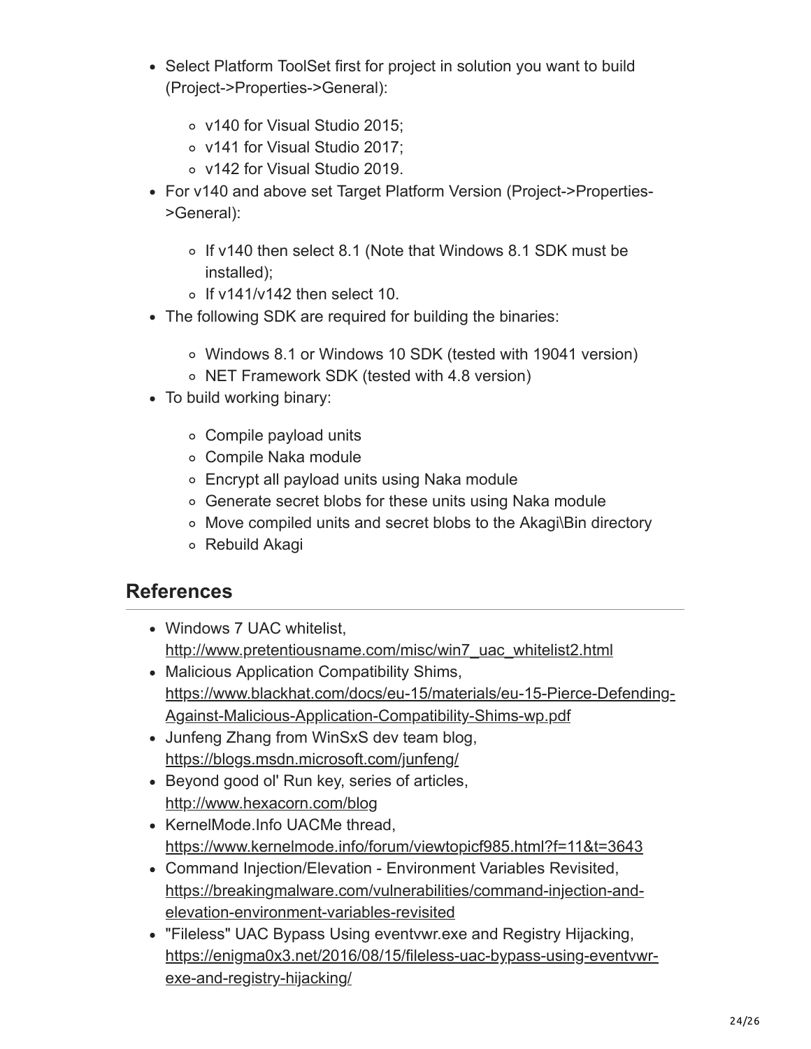- Select Platform ToolSet first for project in solution you want to build (Project->Properties->General):
  - v140 for Visual Studio 2015;
  - v141 for Visual Studio 2017;
  - v142 for Visual Studio 2019.
- For v140 and above set Target Platform Version (Project->Properties->General):
  - If v140 then select 8.1 (Note that Windows 8.1 SDK must be installed);
  - If v141/v142 then select 10.
- The following SDK are required for building the binaries:
  - Windows 8.1 or Windows 10 SDK (tested with 19041 version)
  - NET Framework SDK (tested with 4.8 version)
- To build working binary:
  - Compile payload units
  - Compile Naka module
  - Encrypt all payload units using Naka module
  - Generate secret blobs for these units using Naka module
  - Move compiled units and secret blobs to the Akagi\Bin directory
  - Rebuild Akagi

## References

- Windows 7 UAC whitelist, http://www.pretentiousname.com/misc/win7_uac_whitelist2.html
- Malicious Application Compatibility Shims, https://www.blackhat.com/docs/eu-15/materials/eu-15-Pierce-Defending-Against-Malicious-Application-Compatibility-Shims-wp.pdf
- Junfeng Zhang from WinSxS dev team blog, https://blogs.msdn.microsoft.com/junfeng/
- Beyond good ol' Run key, series of articles, http://www.hexacorn.com/blog
- KernelMode.Info UACMe thread, https://www.kernelmode.info/forum/viewtopicf985.html?f=11&t=3643
- Command Injection/Elevation - Environment Variables Revisited, https://breakingmalware.com/vulnerabilities/command-injection-and-elevation-environment-variables-revisited
- "Fileless" UAC Bypass Using eventvwr.exe and Registry Hijacking, https://enigma0x3.net/2016/08/15/fileless-uac-bypass-using-eventvwr-exe-and-registry-hijacking/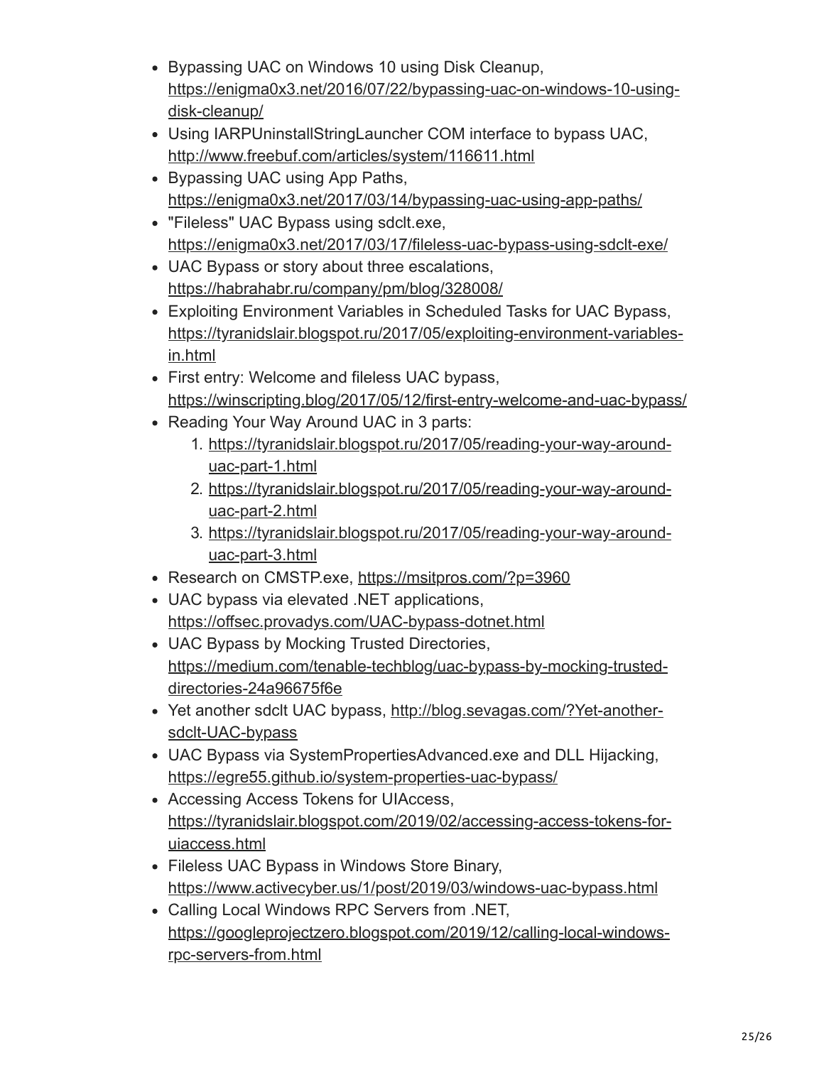- Bypassing UAC on Windows 10 using Disk Cleanup, https://enigma0x3.net/2016/07/22/bypassing-uac-on-windows-10-using-disk-cleanup/
- Using IARPUninstallStringLauncher COM interface to bypass UAC, http://www.freebuf.com/articles/system/116611.html
- Bypassing UAC using App Paths, https://enigma0x3.net/2017/03/14/bypassing-uac-using-app-paths/
- "Fileless" UAC Bypass using sdclt.exe, https://enigma0x3.net/2017/03/17/fileless-uac-bypass-using-sdclt-exe/
- UAC Bypass or story about three escalations, https://habrahabr.ru/company/pm/blog/328008/
- Exploiting Environment Variables in Scheduled Tasks for UAC Bypass, https://tyranidslair.blogspot.ru/2017/05/exploiting-environment-variables-in.html
- First entry: Welcome and fileless UAC bypass, https://winscripting.blog/2017/05/12/first-entry-welcome-and-uac-bypass/
- Reading Your Way Around UAC in 3 parts:
  1. https://tyranidslair.blogspot.ru/2017/05/reading-your-way-around-uac-part-1.html
  2. https://tyranidslair.blogspot.ru/2017/05/reading-your-way-around-uac-part-2.html
  3. https://tyranidslair.blogspot.ru/2017/05/reading-your-way-around-uac-part-3.html
- Research on CMSTP.exe, https://msitpros.com/?p=3960
- UAC bypass via elevated .NET applications, https://offsec.provadys.com/UAC-bypass-dotnet.html
- UAC Bypass by Mocking Trusted Directories, https://medium.com/tenable-techblog/uac-bypass-by-mocking-trusted-directories-24a96675f6e
- Yet another sdclt UAC bypass, http://blog.sevagas.com/?Yet-another-sdclt-UAC-bypass
- UAC Bypass via SystemPropertiesAdvanced.exe and DLL Hijacking, https://egre55.github.io/system-properties-uac-bypass/
- Accessing Access Tokens for UIAccess, https://tyranidslair.blogspot.com/2019/02/accessing-access-tokens-for-uiaccess.html
- Fileless UAC Bypass in Windows Store Binary, https://www.activecyber.us/1/post/2019/03/windows-uac-bypass.html
- Calling Local Windows RPC Servers from .NET, https://googleprojectzero.blogspot.com/2019/12/calling-local-windows-rpc-servers-from.html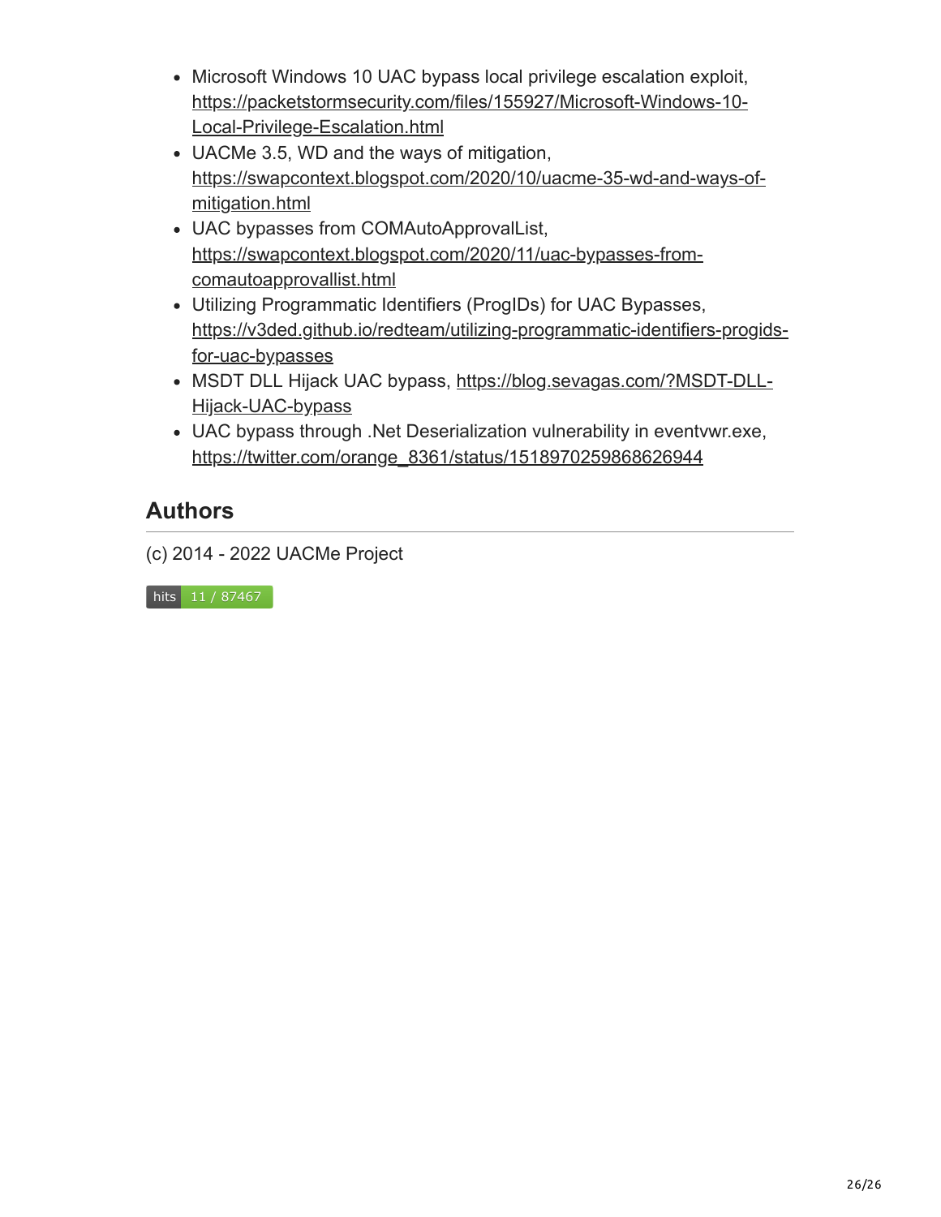- Microsoft Windows 10 UAC bypass local privilege escalation exploit, https://packetstormsecurity.com/files/155927/Microsoft-Windows-10-Local-Privilege-Escalation.html
- UACMe 3.5, WD and the ways of mitigation, https://swapcontext.blogspot.com/2020/10/uacme-35-wd-and-ways-of-mitigation.html
- UAC bypasses from COMAutoApprovalList, https://swapcontext.blogspot.com/2020/11/uac-bypasses-from-comautoapprovallist.html
- Utilizing Programmatic Identifiers (ProgIDs) for UAC Bypasses, https://v3ded.github.io/redteam/utilizing-programmatic-identifiers-progids-for-uac-bypasses
- MSDT DLL Hijack UAC bypass, https://blog.sevagas.com/?MSDT-DLL-Hijack-UAC-bypass
- UAC bypass through .Net Deserialization vulnerability in eventvwr.exe, https://twitter.com/orange_8361/status/1518970259868626944

## Authors

(c) 2014 - 2022 UACMe Project

hits 11 / 87467